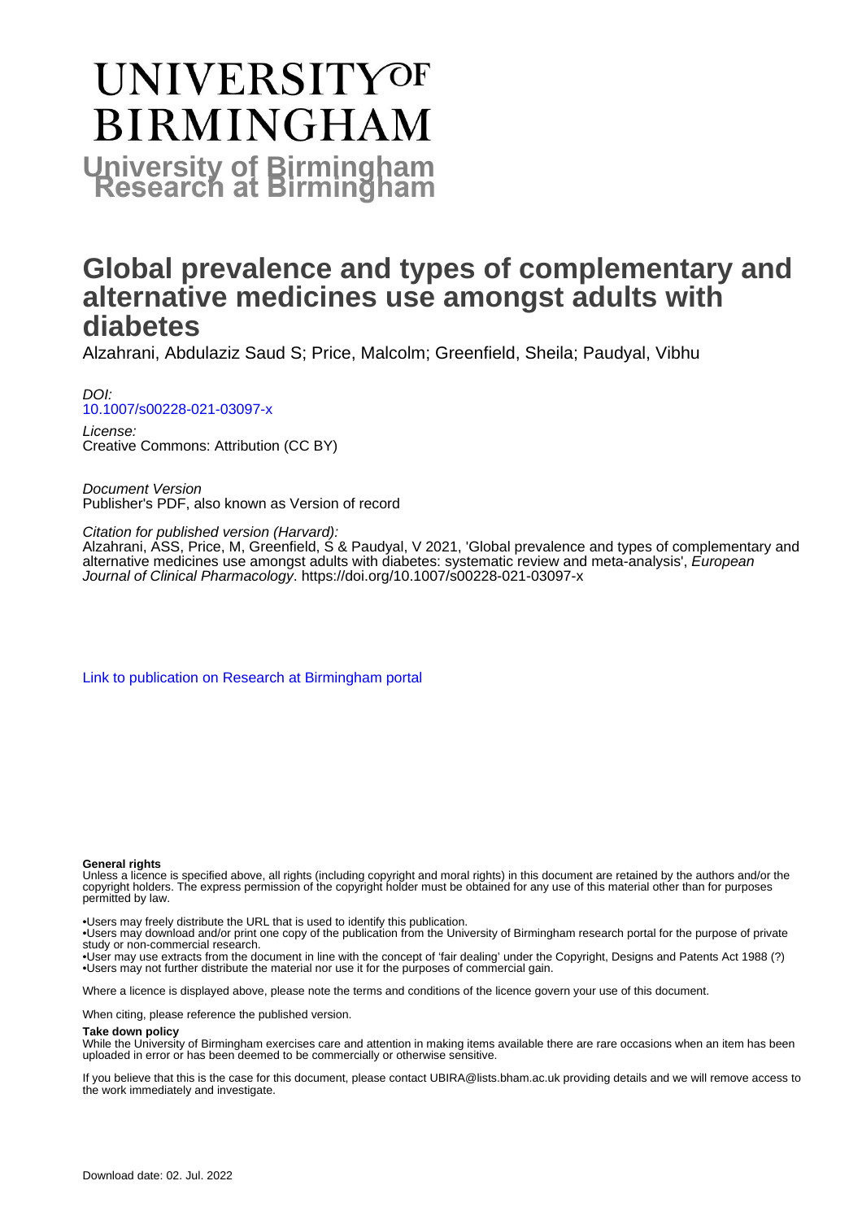# UNIVERSITY OF BIRMINGHAM

**University of Birmingham Research at Birmingham**

# Global prevalence and types of complementary and alternative medicines use amongst adults with diabetes

Alzahrani, Abdulaziz Saud S; Price, Malcolm; Greenfield, Sheila; Paudyal, Vibhu

*DOI:*
10.1007/s00228-021-03097-x

*License:*
Creative Commons: Attribution (CC BY)

*Document Version*
Publisher's PDF, also known as Version of record

*Citation for published version (Harvard):*
Alzahrani, ASS, Price, M, Greenfield, S & Paudyal, V 2021, 'Global prevalence and types of complementary and alternative medicines use amongst adults with diabetes: systematic review and meta-analysis', *European Journal of Clinical Pharmacology*. https://doi.org/10.1007/s00228-021-03097-x

Link to publication on Research at Birmingham portal

**General rights**

Unless a licence is specified above, all rights (including copyright and moral rights) in this document are retained by the authors and/or the copyright holders. The express permission of the copyright holder must be obtained for any use of this material other than for purposes permitted by law.

- •Users may freely distribute the URL that is used to identify this publication.
- •Users may download and/or print one copy of the publication from the University of Birmingham research portal for the purpose of private study or non-commercial research.
- •Users may use extracts from the document in line with the concept of 'fair dealing' under the Copyright, Designs and Patents Act 1988 (?)
- •Users may not further distribute the material nor use it for the purposes of commercial gain.

Where a licence is displayed above, please note the terms and conditions of the licence govern your use of this document.

When citing, please reference the published version.

**Take down policy**

While the University of Birmingham exercises care and attention in making items available there are rare occasions when an item has been uploaded in error or has been deemed to be commercially or otherwise sensitive.

If you believe that this is the case for this document, please contact UBIRA@lists.bham.ac.uk providing details and we will remove access to the work immediately and investigate.

Download date: 02. Jul. 2022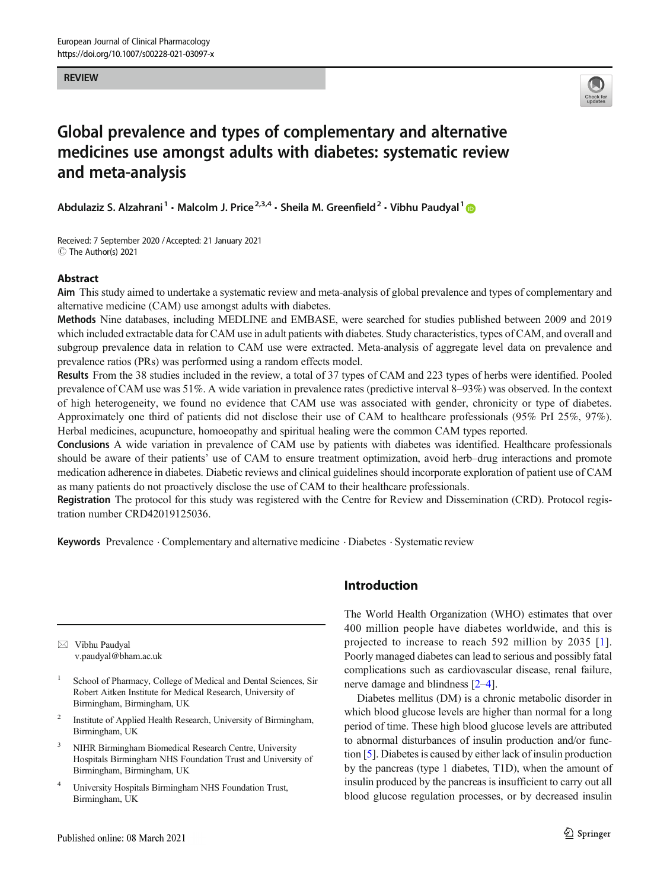# Global prevalence and types of complementary and alternative medicines use amongst adults with diabetes: systematic review and meta-analysis

**REVIEW**

Abdulaziz S. Alzahrani[1] · Malcolm J. Price[2,3,4] · Sheila M. Greenfield[2] · Vibhu Paudyal[1]

Received: 7 September 2020 / Accepted: 21 January 2021
© The Author(s) 2021

## Abstract

**Aim** This study aimed to undertake a systematic review and meta-analysis of global prevalence and types of complementary and alternative medicine (CAM) use amongst adults with diabetes.

**Methods** Nine databases, including MEDLINE and EMBASE, were searched for studies published between 2009 and 2019 which included extractable data for CAM use in adult patients with diabetes. Study characteristics, types of CAM, and overall and subgroup prevalence data in relation to CAM use were extracted. Meta-analysis of aggregate level data on prevalence and prevalence ratios (PRs) was performed using a random effects model.

**Results** From the 38 studies included in the review, a total of 37 types of CAM and 223 types of herbs were identified. Pooled prevalence of CAM use was 51%. A wide variation in prevalence rates (predictive interval 8–93%) was observed. In the context of high heterogeneity, we found no evidence that CAM use was associated with gender, chronicity or type of diabetes. Approximately one third of patients did not disclose their use of CAM to healthcare professionals (95% PrI 25%, 97%). Herbal medicines, acupuncture, homoeopathy and spiritual healing were the common CAM types reported.

**Conclusions** A wide variation in prevalence of CAM use by patients with diabetes was identified. Healthcare professionals should be aware of their patients' use of CAM to ensure treatment optimization, avoid herb–drug interactions and promote medication adherence in diabetes. Diabetic reviews and clinical guidelines should incorporate exploration of patient use of CAM as many patients do not proactively disclose the use of CAM to their healthcare professionals.

**Registration** The protocol for this study was registered with the Centre for Review and Dissemination (CRD). Protocol registration number CRD42019125036.

**Keywords** Prevalence · Complementary and alternative medicine · Diabetes · Systematic review

## Introduction

The World Health Organization (WHO) estimates that over 400 million people have diabetes worldwide, and this is projected to increase to reach 592 million by 2035 [1]. Poorly managed diabetes can lead to serious and possibly fatal complications such as cardiovascular disease, renal failure, nerve damage and blindness [2–4].

Diabetes mellitus (DM) is a chronic metabolic disorder in which blood glucose levels are higher than normal for a long period of time. These high blood glucose levels are attributed to abnormal disturbances of insulin production and/or function [5]. Diabetes is caused by either lack of insulin production by the pancreas (type 1 diabetes, T1D), when the amount of insulin produced by the pancreas is insufficient to carry out all blood glucose regulation processes, or by decreased insulin

---

✉ Vibhu Paudyal
v.paudyal@bham.ac.uk

[1] School of Pharmacy, College of Medical and Dental Sciences, Sir Robert Aitken Institute for Medical Research, University of Birmingham, Birmingham, UK

[2] Institute of Applied Health Research, University of Birmingham, Birmingham, UK

[3] NIHR Birmingham Biomedical Research Centre, University Hospitals Birmingham NHS Foundation Trust and University of Birmingham, Birmingham, UK

[4] University Hospitals Birmingham NHS Foundation Trust, Birmingham, UK

Published online: 08 March 2021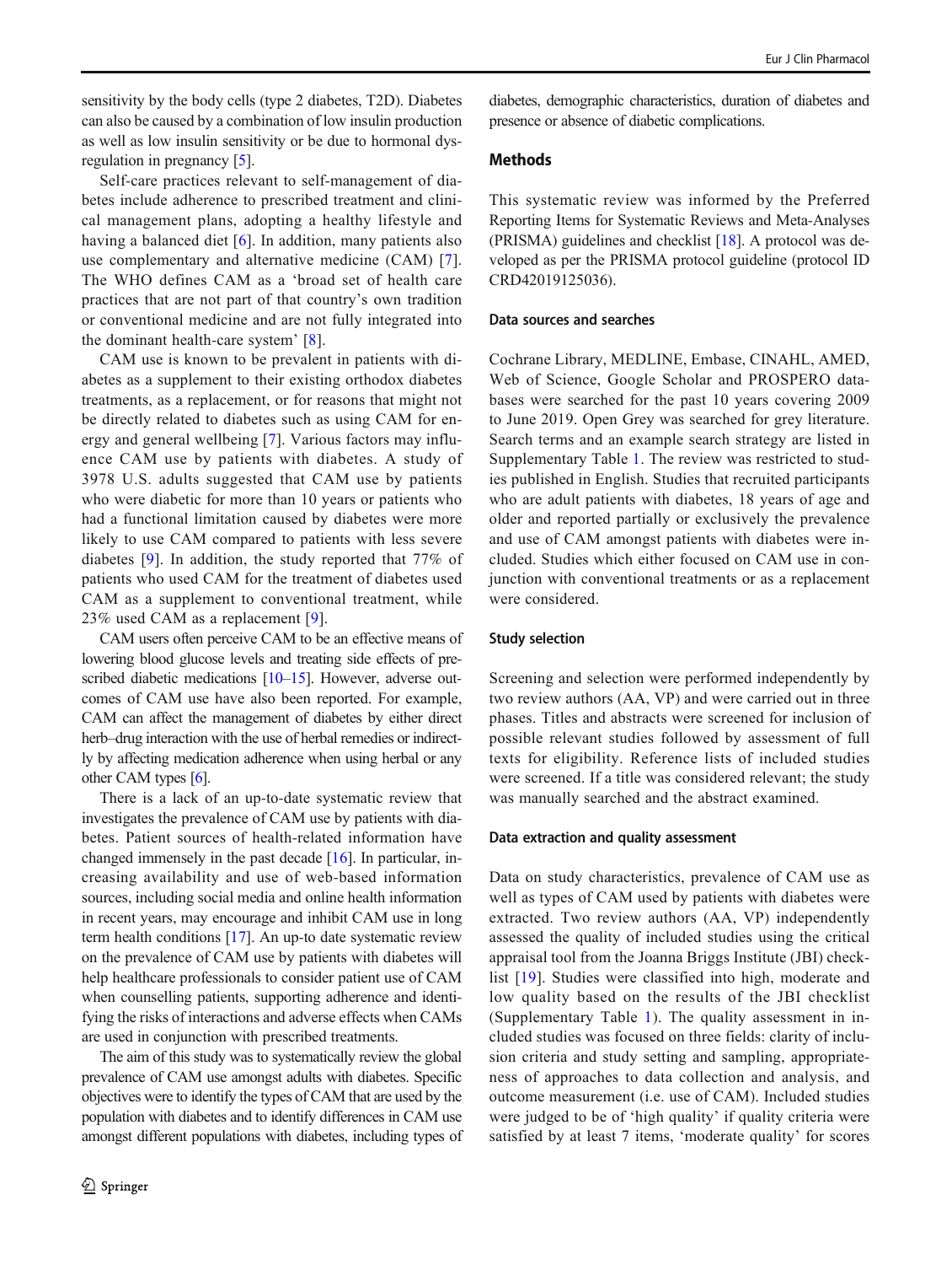sensitivity by the body cells (type 2 diabetes, T2D). Diabetes can also be caused by a combination of low insulin production as well as low insulin sensitivity or be due to hormonal dysregulation in pregnancy [5].

Self-care practices relevant to self-management of diabetes include adherence to prescribed treatment and clinical management plans, adopting a healthy lifestyle and having a balanced diet [6]. In addition, many patients also use complementary and alternative medicine (CAM) [7]. The WHO defines CAM as a 'broad set of health care practices that are not part of that country's own tradition or conventional medicine and are not fully integrated into the dominant health-care system' [8].

CAM use is known to be prevalent in patients with diabetes as a supplement to their existing orthodox diabetes treatments, as a replacement, or for reasons that might not be directly related to diabetes such as using CAM for energy and general wellbeing [7]. Various factors may influence CAM use by patients with diabetes. A study of 3978 U.S. adults suggested that CAM use by patients who were diabetic for more than 10 years or patients who had a functional limitation caused by diabetes were more likely to use CAM compared to patients with less severe diabetes [9]. In addition, the study reported that 77% of patients who used CAM for the treatment of diabetes used CAM as a supplement to conventional treatment, while 23% used CAM as a replacement [9].

CAM users often perceive CAM to be an effective means of lowering blood glucose levels and treating side effects of prescribed diabetic medications [10–15]. However, adverse outcomes of CAM use have also been reported. For example, CAM can affect the management of diabetes by either direct herb–drug interaction with the use of herbal remedies or indirectly by affecting medication adherence when using herbal or any other CAM types [6].

There is a lack of an up-to-date systematic review that investigates the prevalence of CAM use by patients with diabetes. Patient sources of health-related information have changed immensely in the past decade [16]. In particular, increasing availability and use of web-based information sources, including social media and online health information in recent years, may encourage and inhibit CAM use in long term health conditions [17]. An up-to date systematic review on the prevalence of CAM use by patients with diabetes will help healthcare professionals to consider patient use of CAM when counselling patients, supporting adherence and identifying the risks of interactions and adverse effects when CAMs are used in conjunction with prescribed treatments.

The aim of this study was to systematically review the global prevalence of CAM use amongst adults with diabetes. Specific objectives were to identify the types of CAM that are used by the population with diabetes and to identify differences in CAM use amongst different populations with diabetes, including types of diabetes, demographic characteristics, duration of diabetes and presence or absence of diabetic complications.

## Methods

This systematic review was informed by the Preferred Reporting Items for Systematic Reviews and Meta-Analyses (PRISMA) guidelines and checklist [18]. A protocol was developed as per the PRISMA protocol guideline (protocol ID CRD42019125036).

### Data sources and searches

Cochrane Library, MEDLINE, Embase, CINAHL, AMED, Web of Science, Google Scholar and PROSPERO databases were searched for the past 10 years covering 2009 to June 2019. Open Grey was searched for grey literature. Search terms and an example search strategy are listed in Supplementary Table 1. The review was restricted to studies published in English. Studies that recruited participants who are adult patients with diabetes, 18 years of age and older and reported partially or exclusively the prevalence and use of CAM amongst patients with diabetes were included. Studies which either focused on CAM use in conjunction with conventional treatments or as a replacement were considered.

### Study selection

Screening and selection were performed independently by two review authors (AA, VP) and were carried out in three phases. Titles and abstracts were screened for inclusion of possible relevant studies followed by assessment of full texts for eligibility. Reference lists of included studies were screened. If a title was considered relevant; the study was manually searched and the abstract examined.

### Data extraction and quality assessment

Data on study characteristics, prevalence of CAM use as well as types of CAM used by patients with diabetes were extracted. Two review authors (AA, VP) independently assessed the quality of included studies using the critical appraisal tool from the Joanna Briggs Institute (JBI) checklist [19]. Studies were classified into high, moderate and low quality based on the results of the JBI checklist (Supplementary Table 1). The quality assessment in included studies was focused on three fields: clarity of inclusion criteria and study setting and sampling, appropriateness of approaches to data collection and analysis, and outcome measurement (i.e. use of CAM). Included studies were judged to be of 'high quality' if quality criteria were satisfied by at least 7 items, 'moderate quality' for scores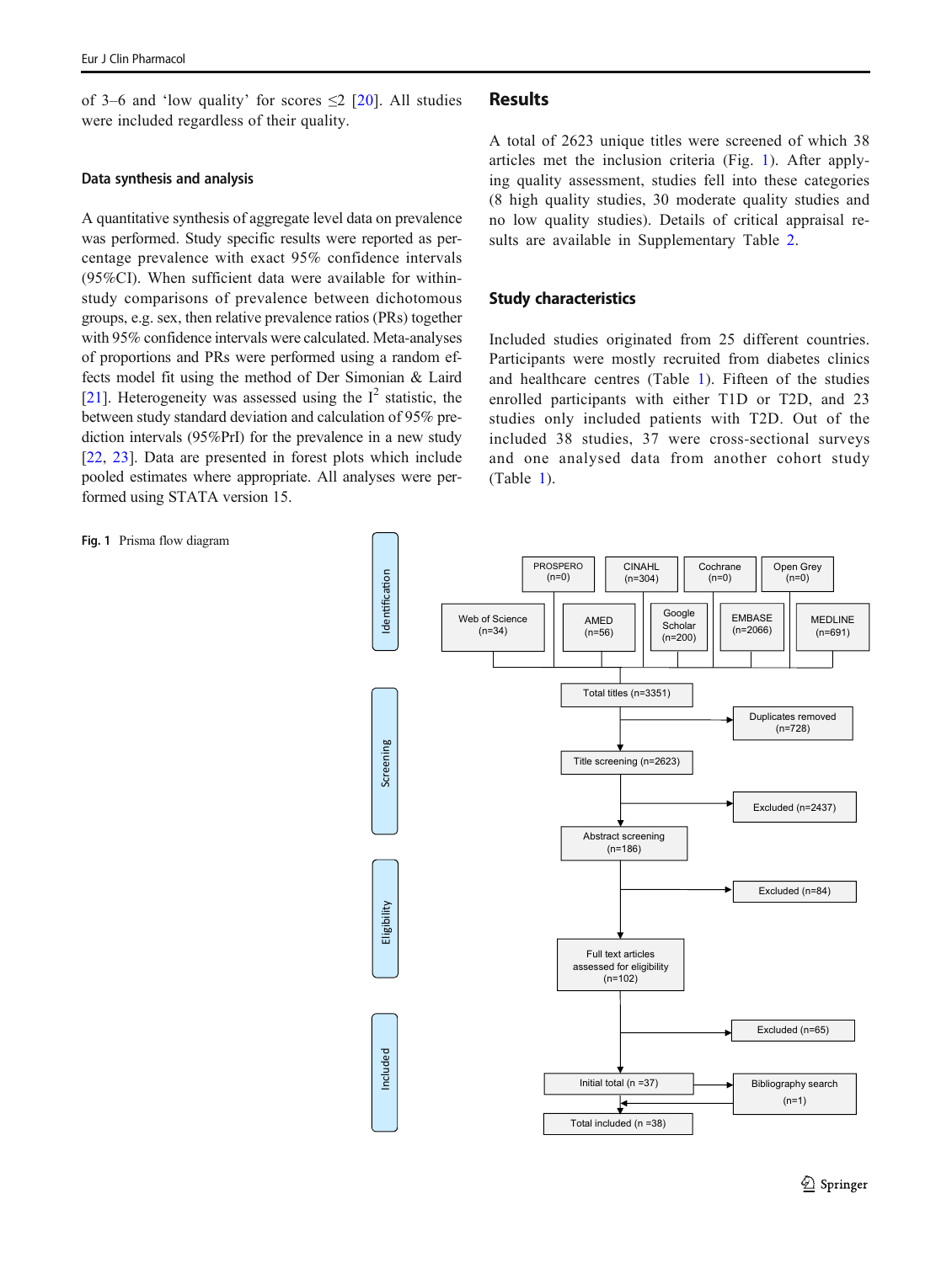of 3–6 and 'low quality' for scores ≤2 [20]. All studies were included regardless of their quality.

### Data synthesis and analysis

A quantitative synthesis of aggregate level data on prevalence was performed. Study specific results were reported as percentage prevalence with exact 95% confidence intervals (95%CI). When sufficient data were available for within-study comparisons of prevalence between dichotomous groups, e.g. sex, then relative prevalence ratios (PRs) together with 95% confidence intervals were calculated. Meta-analyses of proportions and PRs were performed using a random effects model fit using the method of Der Simonian & Laird [21]. Heterogeneity was assessed using the $I^2$ statistic, the between study standard deviation and calculation of 95% prediction intervals (95%PrI) for the prevalence in a new study [22, 23]. Data are presented in forest plots which include pooled estimates where appropriate. All analyses were performed using STATA version 15.

## Results

A total of 2623 unique titles were screened of which 38 articles met the inclusion criteria (Fig. 1). After applying quality assessment, studies fell into these categories (8 high quality studies, 30 moderate quality studies and no low quality studies). Details of critical appraisal results are available in Supplementary Table 2.

### Study characteristics

Included studies originated from 25 different countries. Participants were mostly recruited from diabetes clinics and healthcare centres (Table 1). Fifteen of the studies enrolled participants with either T1D or T2D, and 23 studies only included patients with T2D. Out of the included 38 studies, 37 were cross-sectional surveys and one analysed data from another cohort study (Table 1).

**Fig. 1** Prisma flow diagram

- Identification: PROSPERO (n=0), CINAHL (n=304), Cochrane (n=0), Open Grey (n=0), Web of Science (n=34), AMED (n=56), Google Scholar (n=200), EMBASE (n=2066), MEDLINE (n=691)
- Total titles (n=3351) → Duplicates removed (n=728)
- Screening: Title screening (n=2623) → Excluded (n=2437)
- Abstract screening (n=186) → Excluded (n=84)
- Eligibility: Full text articles assessed for eligibility (n=102) → Excluded (n=65)
- Included: Initial total (n =37) + Bibliography search (n=1)
- Total included (n =38)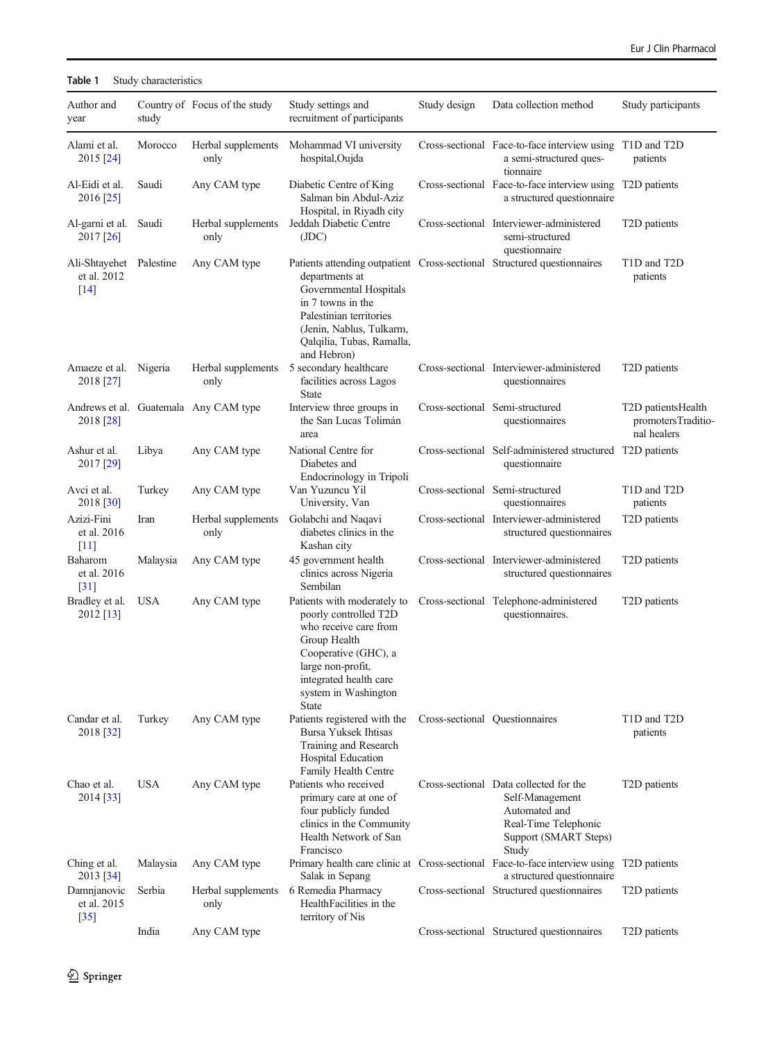**Table 1** Study characteristics

| Author and year | Country of study | Focus of the study | Study settings and recruitment of participants | Study design | Data collection method | Study participants |
|---|---|---|---|---|---|---|
| Alami et al. 2015 [24] | Morocco | Herbal supplements only | Mohammad VI university hospital,Oujda | Cross-sectional | Face-to-face interview using a semi-structured questionnaire | T1D and T2D patients |
| Al-Eidi et al. 2016 [25] | Saudi | Any CAM type | Diabetic Centre of King Salman bin Abdul-Aziz Hospital, in Riyadh city | Cross-sectional | Face-to-face interview using a structured questionnaire | T2D patients |
| Al-garni et al. 2017 [26] | Saudi | Herbal supplements only | Jeddah Diabetic Centre (JDC) | Cross-sectional | Interviewer-administered semi-structured questionnaire | T2D patients |
| Ali-Shtayehet et al. 2012 [14] | Palestine | Any CAM type | Patients attending outpatient departments at Governmental Hospitals in 7 towns in the Palestinian territories (Jenin, Nablus, Tulkarm, Qalqilia, Tubas, Ramalla, and Hebron) | Cross-sectional | Structured questionnaires | T1D and T2D patients |
| Amaeze et al. 2018 [27] | Nigeria | Herbal supplements only | 5 secondary healthcare facilities across Lagos State | Cross-sectional | Interviewer-administered questionnaires | T2D patients |
| Andrews et al. 2018 [28] | Guatemala | Any CAM type | Interview three groups in the San Lucas Tolimán area | Cross-sectional | Semi-structured questionnaires | T2D patientsHealth promotersTraditional healers |
| Ashur et al. 2017 [29] | Libya | Any CAM type | National Centre for Diabetes and Endocrinology in Tripoli | Cross-sectional | Self-administered structured questionnaire | T2D patients |
| Avci et al. 2018 [30] | Turkey | Any CAM type | Van Yuzuncu Yil University, Van | Cross-sectional | Semi-structured questionnaires | T1D and T2D patients |
| Azizi-Fini et al. 2016 [11] | Iran | Herbal supplements only | Golabchi and Naqavi diabetes clinics in the Kashan city | Cross-sectional | Interviewer-administered structured questionnaires | T2D patients |
| Baharom et al. 2016 [31] | Malaysia | Any CAM type | 45 government health clinics across Nigeria Sembilan | Cross-sectional | Interviewer-administered structured questionnaires | T2D patients |
| Bradley et al. 2012 [13] | USA | Any CAM type | Patients with moderately to poorly controlled T2D who receive care from Group Health Cooperative (GHC), a large non-profit, integrated health care system in Washington State | Cross-sectional | Telephone-administered questionnaires. | T2D patients |
| Candar et al. 2018 [32] | Turkey | Any CAM type | Patients registered with the Bursa Yuksek Ihtisas Training and Research Hospital Education Family Health Centre | Cross-sectional | Questionnaires | T1D and T2D patients |
| Chao et al. 2014 [33] | USA | Any CAM type | Patients who received primary care at one of four publicly funded clinics in the Community Health Network of San Francisco | Cross-sectional | Data collected for the Self-Management Automated and Real-Time Telephonic Support (SMART Steps) Study | T2D patients |
| Ching et al. 2013 [34] | Malaysia | Any CAM type | Primary health care clinic at Salak in Sepang | Cross-sectional | Face-to-face interview using a structured questionnaire | T2D patients |
| Damnjanovic et al. 2015 [35] | Serbia | Herbal supplements only | 6 Remedia Pharmacy HealthFacilities in the territory of Nis | Cross-sectional | Structured questionnaires | T2D patients |
| | India | Any CAM type | | Cross-sectional | Structured questionnaires | T2D patients |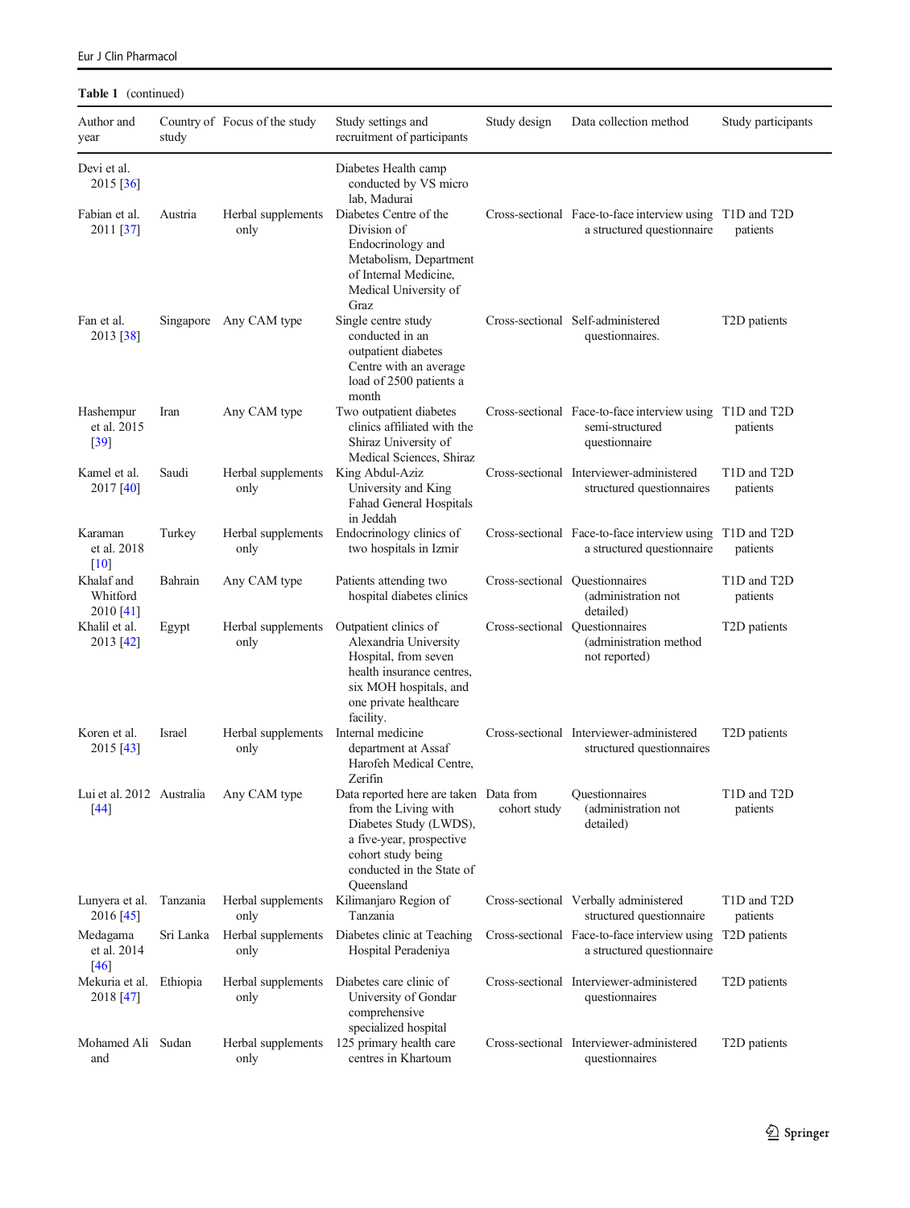**Table 1** (continued)

| Author and year | Country of study | Focus of the study | Study settings and recruitment of participants | Study design | Data collection method | Study participants |
|---|---|---|---|---|---|---|
| Devi et al. 2015 [36] | | | Diabetes Health camp conducted by VS micro lab, Madurai | | | |
| Fabian et al. 2011 [37] | Austria | Herbal supplements only | Diabetes Centre of the Division of Endocrinology and Metabolism, Department of Internal Medicine, Medical University of Graz | Cross-sectional | Face-to-face interview using a structured questionnaire | T1D and T2D patients |
| Fan et al. 2013 [38] | Singapore | Any CAM type | Single centre study conducted in an outpatient diabetes Centre with an average load of 2500 patients a month | Cross-sectional | Self-administered questionnaires. | T2D patients |
| Hashempur et al. 2015 [39] | Iran | Any CAM type | Two outpatient diabetes clinics affiliated with the Shiraz University of Medical Sciences, Shiraz | Cross-sectional | Face-to-face interview using semi-structured questionnaire | T1D and T2D patients |
| Kamel et al. 2017 [40] | Saudi | Herbal supplements only | King Abdul-Aziz University and King Fahad General Hospitals in Jeddah | Cross-sectional | Interviewer-administered structured questionnaires | T1D and T2D patients |
| Karaman et al. 2018 [10] | Turkey | Herbal supplements only | Endocrinology clinics of two hospitals in Izmir | Cross-sectional | Face-to-face interview using a structured questionnaire | T1D and T2D patients |
| Khalaf and Whitford 2010 [41] | Bahrain | Any CAM type | Patients attending two hospital diabetes clinics | Cross-sectional | Questionnaires (administration not detailed) | T1D and T2D patients |
| Khalil et al. 2013 [42] | Egypt | Herbal supplements only | Outpatient clinics of Alexandria University Hospital, from seven health insurance centres, six MOH hospitals, and one private healthcare facility. | Cross-sectional | Questionnaires (administration method not reported) | T2D patients |
| Koren et al. 2015 [43] | Israel | Herbal supplements only | Internal medicine department at Assaf Harofeh Medical Centre, Zerifin | Cross-sectional | Interviewer-administered structured questionnaires | T2D patients |
| Lui et al. 2012 [44] | Australia | Any CAM type | Data reported here are taken from the Living with Diabetes Study (LWDS), a five-year, prospective cohort study being conducted in the State of Queensland | Data from cohort study | Questionnaires (administration not detailed) | T1D and T2D patients |
| Lunyera et al. 2016 [45] | Tanzania | Herbal supplements only | Kilimanjaro Region of Tanzania | Cross-sectional | Verbally administered structured questionnaire | T1D and T2D patients |
| Medagama et al. 2014 [46] | Sri Lanka | Herbal supplements only | Diabetes clinic at Teaching Hospital Peradeniya | Cross-sectional | Face-to-face interview using a structured questionnaire | T2D patients |
| Mekuria et al. 2018 [47] | Ethiopia | Herbal supplements only | Diabetes care clinic of University of Gondar comprehensive specialized hospital | Cross-sectional | Interviewer-administered questionnaires | T2D patients |
| Mohamed Ali and | Sudan | Herbal supplements only | 125 primary health care centres in Khartoum | Cross-sectional | Interviewer-administered questionnaires | T2D patients |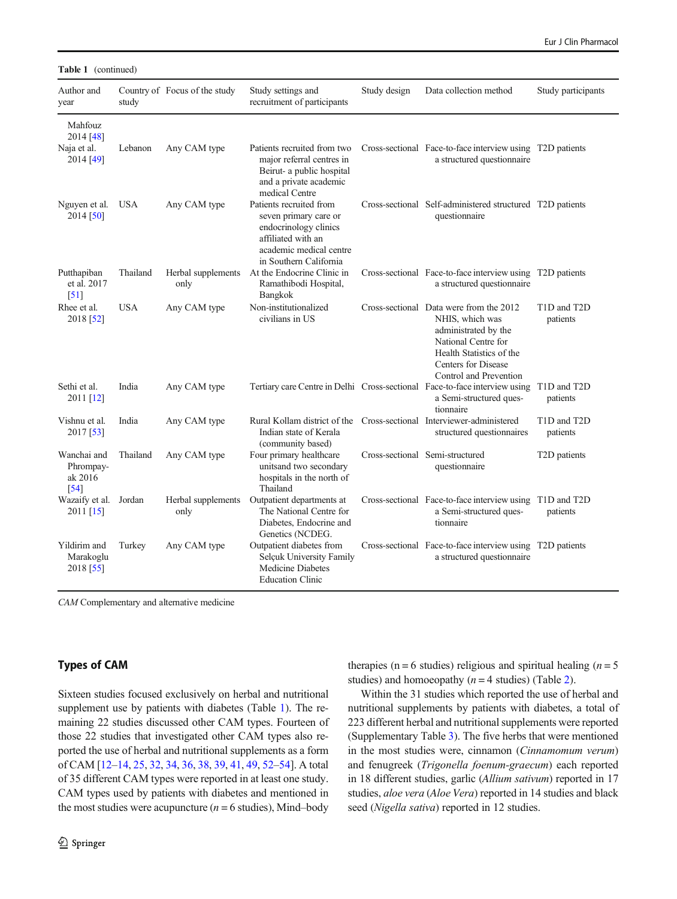**Table 1** (continued)

| Author and year | Country of study | Focus of the study | Study settings and recruitment of participants | Study design | Data collection method | Study participants |
|---|---|---|---|---|---|---|
| Mahfouz 2014 [48] | | | | | | |
| Naja et al. 2014 [49] | Lebanon | Any CAM type | Patients recruited from two major referral centres in Beirut- a public hospital and a private academic medical Centre | Cross-sectional | Face-to-face interview using a structured questionnaire | T2D patients |
| Nguyen et al. 2014 [50] | USA | Any CAM type | Patients recruited from seven primary care or endocrinology clinics affiliated with an academic medical centre in Southern California | Cross-sectional | Self-administered structured questionnaire | T2D patients |
| Putthapiban et al. 2017 [51] | Thailand | Herbal supplements only | At the Endocrine Clinic in Ramathibodi Hospital, Bangkok | Cross-sectional | Face-to-face interview using a structured questionnaire | T2D patients |
| Rhee et al. 2018 [52] | USA | Any CAM type | Non-institutionalized civilians in US | Cross-sectional | Data were from the 2012 NHIS, which was administrated by the National Centre for Health Statistics of the Centers for Disease Control and Prevention | T1D and T2D patients |
| Sethi et al. 2011 [12] | India | Any CAM type | Tertiary care Centre in Delhi | Cross-sectional | Face-to-face interview using a Semi-structured questionnaire | T1D and T2D patients |
| Vishnu et al. 2017 [53] | India | Any CAM type | Rural Kollam district of the Indian state of Kerala (community based) | Cross-sectional | Interviewer-administered structured questionnaires | T1D and T2D patients |
| Wanchai and Phrompayak 2016 [54] | Thailand | Any CAM type | Four primary healthcare unitsand two secondary hospitals in the north of Thailand | Cross-sectional | Semi-structured questionnaire | T2D patients |
| Wazaify et al. 2011 [15] | Jordan | Herbal supplements only | Outpatient departments at The National Centre for Diabetes, Endocrine and Genetics (NCDEG. | Cross-sectional | Face-to-face interview using a Semi-structured questionnaire | T1D and T2D patients |
| Yildirim and Marakoglu 2018 [55] | Turkey | Any CAM type | Outpatient diabetes from Selçuk University Family Medicine Diabetes Education Clinic | Cross-sectional | Face-to-face interview using a structured questionnaire | T2D patients |

*CAM* Complementary and alternative medicine

## Types of CAM

Sixteen studies focused exclusively on herbal and nutritional supplement use by patients with diabetes (Table 1). The remaining 22 studies discussed other CAM types. Fourteen of those 22 studies that investigated other CAM types also reported the use of herbal and nutritional supplements as a form of CAM [12–14, 25, 32, 34, 36, 38, 39, 41, 49, 52–54]. A total of 35 different CAM types were reported in at least one study. CAM types used by patients with diabetes and mentioned in the most studies were acupuncture ($n = 6$ studies), Mind–body therapies ($n = 6$ studies) religious and spiritual healing ($n = 5$ studies) and homoeopathy ($n = 4$ studies) (Table 2).

Within the 31 studies which reported the use of herbal and nutritional supplements by patients with diabetes, a total of 223 different herbal and nutritional supplements were reported (Supplementary Table 3). The five herbs that were mentioned in the most studies were, cinnamon (*Cinnamomum verum*) and fenugreek (*Trigonella foenum-graecum*) each reported in 18 different studies, garlic (*Allium sativum*) reported in 17 studies, *aloe vera* (*Aloe Vera*) reported in 14 studies and black seed (*Nigella sativa*) reported in 12 studies.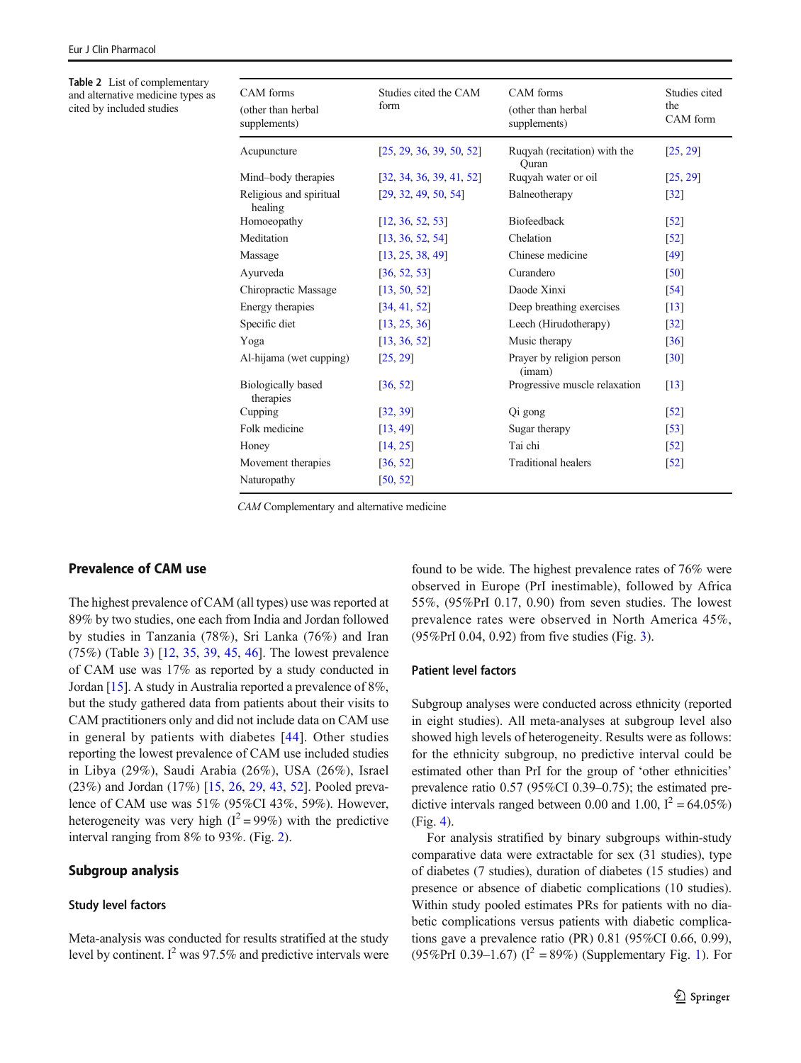**Table 2** List of complementary and alternative medicine types as cited by included studies

| CAM forms (other than herbal supplements) | Studies cited the CAM form | CAM forms (other than herbal supplements) | Studies cited the CAM form |
|---|---|---|---|
| Acupuncture | [25, 29, 36, 39, 50, 52] | Ruqyah (recitation) with the Quran | [25, 29] |
| Mind–body therapies | [32, 34, 36, 39, 41, 52] | Ruqyah water or oil | [25, 29] |
| Religious and spiritual healing | [29, 32, 49, 50, 54] | Balneotherapy | [32] |
| Homoeopathy | [12, 36, 52, 53] | Biofeedback | [52] |
| Meditation | [13, 36, 52, 54] | Chelation | [52] |
| Massage | [13, 25, 38, 49] | Chinese medicine | [49] |
| Ayurveda | [36, 52, 53] | Curandero | [50] |
| Chiropractic Massage | [13, 50, 52] | Daode Xinxi | [54] |
| Energy therapies | [34, 41, 52] | Deep breathing exercises | [13] |
| Specific diet | [13, 25, 36] | Leech (Hirudotherapy) | [32] |
| Yoga | [13, 36, 52] | Music therapy | [36] |
| Al-hijama (wet cupping) | [25, 29] | Prayer by religion person (imam) | [30] |
| Biologically based therapies | [36, 52] | Progressive muscle relaxation | [13] |
| Cupping | [32, 39] | Qi gong | [52] |
| Folk medicine | [13, 49] | Sugar therapy | [53] |
| Honey | [14, 25] | Tai chi | [52] |
| Movement therapies | [36, 52] | Traditional healers | [52] |
| Naturopathy | [50, 52] | | |

*CAM* Complementary and alternative medicine

## Prevalence of CAM use

The highest prevalence of CAM (all types) use was reported at 89% by two studies, one each from India and Jordan followed by studies in Tanzania (78%), Sri Lanka (76%) and Iran (75%) (Table 3) [12, 35, 39, 45, 46]. The lowest prevalence of CAM use was 17% as reported by a study conducted in Jordan [15]. A study in Australia reported a prevalence of 8%, but the study gathered data from patients about their visits to CAM practitioners only and did not include data on CAM use in general by patients with diabetes [44]. Other studies reporting the lowest prevalence of CAM use included studies in Libya (29%), Saudi Arabia (26%), USA (26%), Israel (23%) and Jordan (17%) [15, 26, 29, 43, 52]. Pooled prevalence of CAM use was 51% (95%CI 43%, 59%). However, heterogeneity was very high ($I^2 = 99\%$) with the predictive interval ranging from 8% to 93%. (Fig. 2).

## Subgroup analysis

### Study level factors

Meta-analysis was conducted for results stratified at the study level by continent. $I^2$ was 97.5% and predictive intervals were found to be wide. The highest prevalence rates of 76% were observed in Europe (PrI inestimable), followed by Africa 55%, (95%PrI 0.17, 0.90) from seven studies. The lowest prevalence rates were observed in North America 45%, (95%PrI 0.04, 0.92) from five studies (Fig. 3).

### Patient level factors

Subgroup analyses were conducted across ethnicity (reported in eight studies). All meta-analyses at subgroup level also showed high levels of heterogeneity. Results were as follows: for the ethnicity subgroup, no predictive interval could be estimated other than PrI for the group of 'other ethnicities' prevalence ratio 0.57 (95%CI 0.39–0.75); the estimated predictive intervals ranged between 0.00 and 1.00, $I^2 = 64.05\%$) (Fig. 4).

For analysis stratified by binary subgroups within-study comparative data were extractable for sex (31 studies), type of diabetes (7 studies), duration of diabetes (15 studies) and presence or absence of diabetic complications (10 studies). Within study pooled estimates PRs for patients with no diabetic complications versus patients with diabetic complications gave a prevalence ratio (PR) 0.81 (95%CI 0.66, 0.99), (95%PrI 0.39–1.67) ($I^2 = 89\%$) (Supplementary Fig. 1). For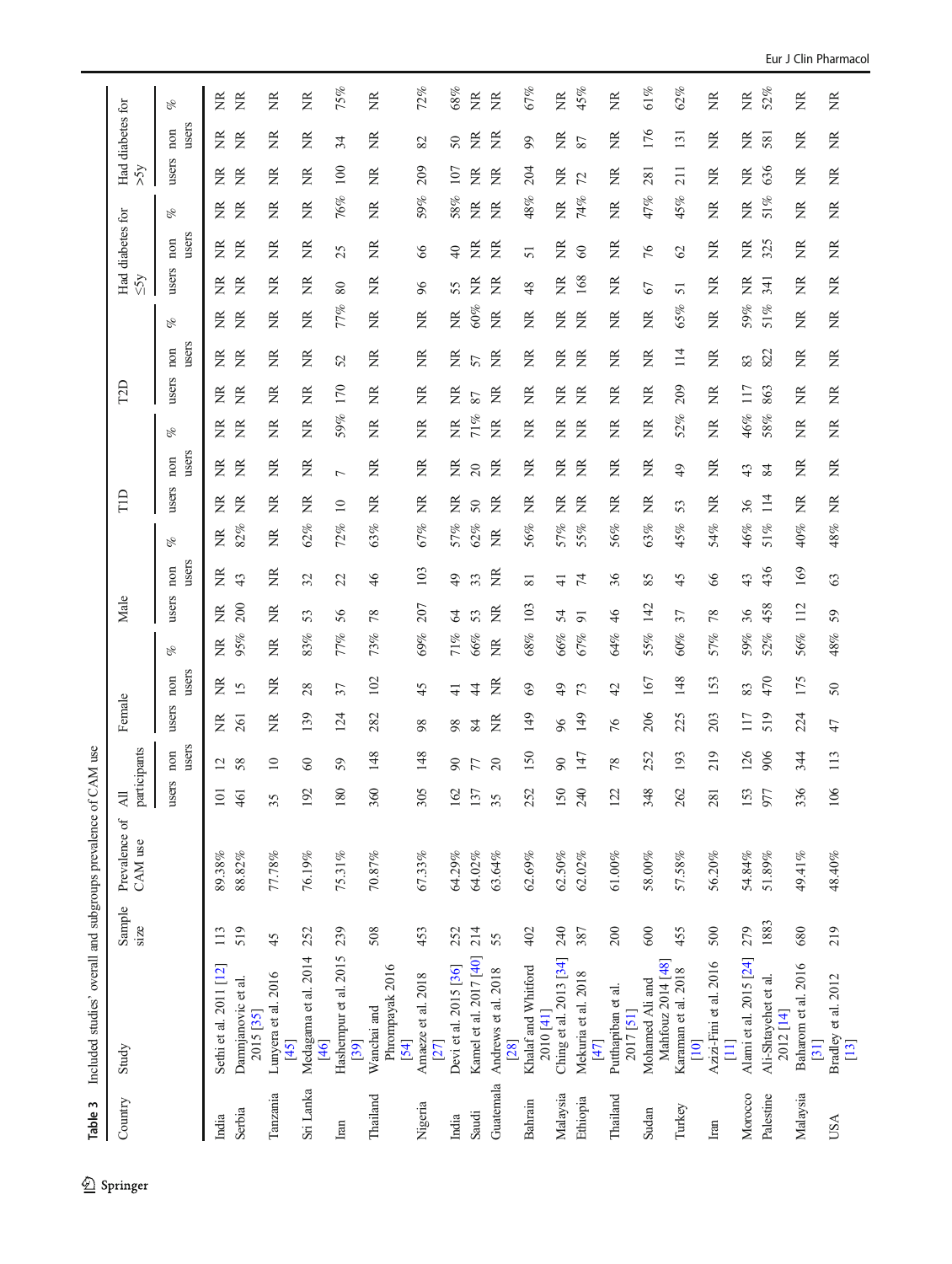**Table 3** Included studies' overall and subgroups prevalence of CAM use

| Country | Study | Sample size | Prevalence of CAM use | All participants | | Female | | | Male | | | T1D | | | T2D | | | Had diabetes for ≤5y | | | Had diabetes for >5y | | |
|---|---|---|---|---|---|---|---|---|---|---|---|---|---|---|---|---|---|---|---|---|---|---|---|
| | | | | users | non users | users | non users | % | users | non users | % | users | non users | % | users | non users | % | users | non users | % | users | non users | % |
| India | Sethi et al. 2011 [12] | 113 | 89.38% | 101 | 12 | NR | NR | NR | NR | NR | NR | NR | NR | NR | NR | NR | NR | NR | NR | NR | NR | NR | NR |
| Serbia | Damnjanovic et al. 2015 [35] | 519 | 88.82% | 461 | 58 | 261 | 15 | 95% | 200 | 43 | 82% | NR | NR | NR | NR | NR | NR | NR | NR | NR | NR | NR | NR |
| Tanzania | Lunyera et al. 2016 [45] | 45 | 77.78% | 35 | 10 | NR | NR | NR | NR | NR | NR | NR | NR | NR | NR | NR | NR | NR | NR | NR | NR | NR | NR |
| Sri Lanka | Medagama et al. 2014 [46] | 252 | 76.19% | 192 | 60 | 139 | 28 | 83% | 53 | 32 | 62% | NR | NR | NR | NR | NR | NR | NR | NR | NR | NR | NR | NR |
| Iran | Hashempur et al. 2015 [39] | 239 | 75.31% | 180 | 59 | 124 | 37 | 77% | 56 | 22 | 72% | 10 | 7 | 59% | 170 | 52 | 77% | 80 | 25 | 76% | 100 | 34 | 75% |
| Thailand | Wanchai and Phrompayak 2016 [54] | 508 | 70.87% | 360 | 148 | 282 | 102 | 73% | 78 | 46 | 63% | NR | NR | NR | NR | NR | NR | NR | NR | NR | NR | NR | NR |
| Nigeria | Amaeze et al. 2018 [27] | 453 | 67.33% | 305 | 148 | 98 | 45 | 69% | 207 | 103 | 67% | NR | NR | NR | NR | NR | NR | 96 | 66 | 59% | 209 | 82 | 72% |
| India | Devi et al. 2015 [36] | 252 | 64.29% | 162 | 90 | 98 | 41 | 71% | 64 | 49 | 57% | NR | NR | NR | NR | NR | NR | 55 | 40 | 58% | 107 | 50 | 68% |
| Saudi | Kamel et al. 2017 [40] | 214 | 64.02% | 137 | 77 | 84 | 44 | 66% | 53 | 33 | 62% | 50 | 20 | 71% | 87 | 57 | 60% | NR | NR | NR | NR | NR | NR |
| Guatemala | Andrews et al. 2018 [28] | 55 | 63.64% | 35 | 20 | NR | NR | NR | NR | NR | NR | NR | NR | NR | NR | NR | NR | NR | NR | NR | NR | NR | NR |
| Bahrain | Khalaf and Whitford 2010 [41] | 402 | 62.69% | 252 | 150 | 149 | 69 | 68% | 103 | 81 | 56% | NR | NR | NR | NR | NR | NR | 48 | 51 | 48% | 204 | 99 | 67% |
| Malaysia | Ching et al. 2013 [34] | 240 | 62.50% | 150 | 90 | 96 | 49 | 66% | 54 | 41 | 57% | NR | NR | NR | NR | NR | NR | NR | NR | NR | NR | NR | NR |
| Ethiopia | Mekuria et al. 2018 [47] | 387 | 62.02% | 240 | 147 | 149 | 73 | 67% | 91 | 74 | 55% | NR | NR | NR | NR | NR | NR | 168 | 60 | 74% | 72 | 87 | 45% |
| Thailand | Putthapiban et al. 2017 [51] | 200 | 61.00% | 122 | 78 | 76 | 42 | 64% | 46 | 36 | 56% | NR | NR | NR | NR | NR | NR | NR | NR | NR | NR | NR | NR |
| Sudan | Mohamed Ali and Mahfouz 2014 [48] | 600 | 58.00% | 348 | 252 | 206 | 167 | 55% | 142 | 85 | 63% | NR | NR | NR | NR | NR | NR | 67 | 76 | 47% | 281 | 176 | 61% |
| Turkey | Karaman et al. 2018 [10] | 455 | 57.58% | 262 | 193 | 225 | 148 | 60% | 37 | 45 | 45% | 53 | 49 | 52% | 209 | 114 | 65% | 51 | 62 | 45% | 211 | 131 | 62% |
| Iran | Azizi-Fini et al. 2016 [11] | 500 | 56.20% | 281 | 219 | 203 | 153 | 57% | 78 | 66 | 54% | NR | NR | NR | NR | NR | NR | NR | NR | NR | NR | NR | NR |
| Morocco | Alami et al. 2015 [24] | 279 | 54.84% | 153 | 126 | 117 | 83 | 59% | 36 | 43 | 46% | 36 | 43 | 46% | 117 | 83 | 59% | NR | NR | NR | NR | NR | NR |
| Palestine | Ali-Shtayeh et al. 2012 [14] | 1883 | 51.89% | 977 | 906 | 519 | 470 | 52% | 458 | 436 | 51% | 114 | 84 | 58% | 863 | 822 | 51% | 341 | 325 | 51% | 636 | 581 | 52% |
| Malaysia | Baharom et al. 2016 [31] | 680 | 49.41% | 336 | 344 | 224 | 175 | 56% | 112 | 169 | 40% | NR | NR | NR | NR | NR | NR | NR | NR | NR | NR | NR | NR |
| USA | Bradley et al. 2012 [13] | 219 | 48.40% | 106 | 113 | 47 | 50 | 48% | 59 | 63 | 48% | NR | NR | NR | NR | NR | NR | NR | NR | NR | NR | NR | NR |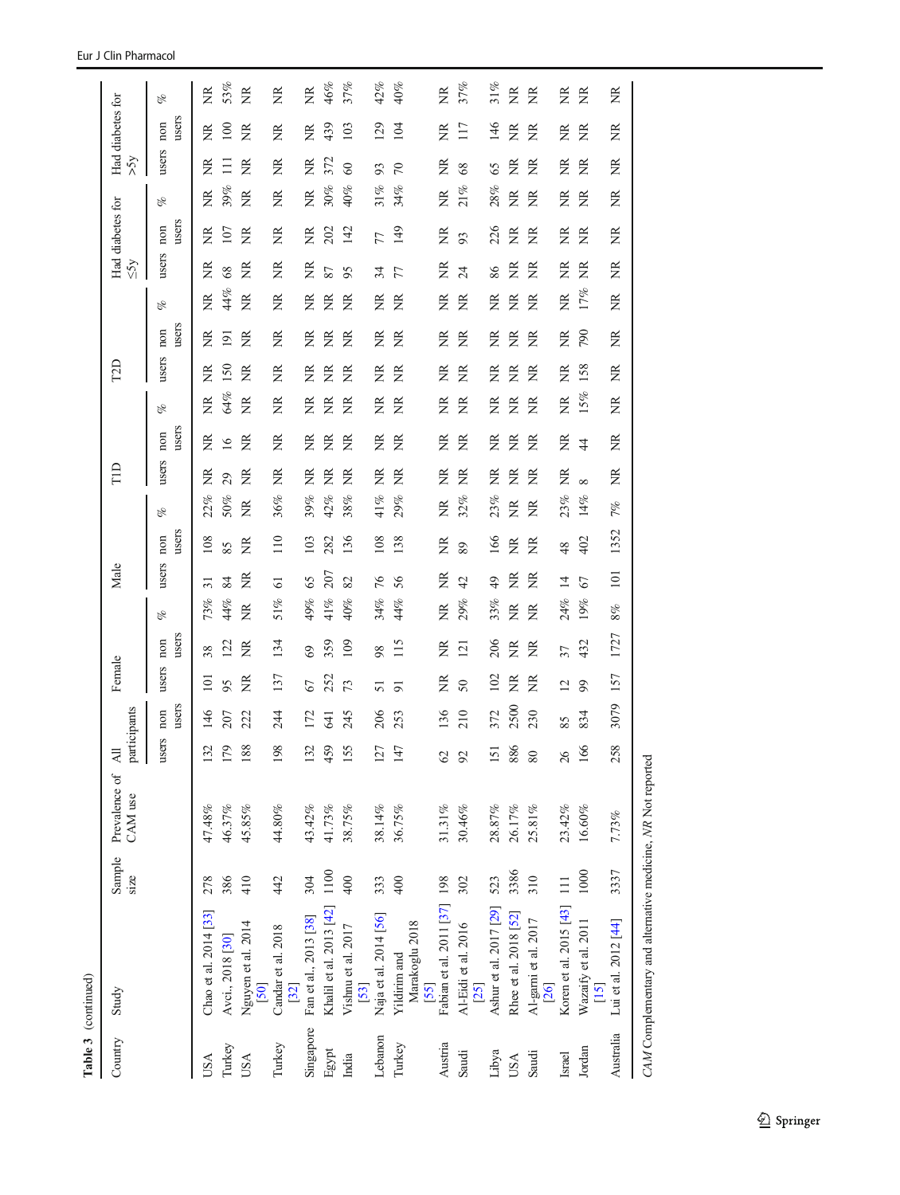**Table 3** (continued)

| Country | Study | Sample size | Prevalence of CAM use | All participants | | Female | | | Male | | | T1D | | | T2D | | | Had diabetes for ≤5y | | | Had diabetes for >5y | | |
|---|---|---|---|---|---|---|---|---|---|---|---|---|---|---|---|---|---|---|---|---|---|---|---|
| | | | | users | non users | users | non users | % | users | non users | % | users | non users | % | users | non users | % | users | non users | % | users | non users | % |
| USA | Chao et al. 2014 [33] | 278 | 47.48% | 132 | 146 | 101 | 38 | 73% | 31 | 108 | 22% | NR | NR | NR | NR | NR | NR | NR | NR | NR | NR | NR | NR |
| Turkey | Avci., 2018 [30] | 386 | 46.37% | 179 | 207 | 95 | 122 | 44% | 84 | 85 | 50% | 29 | 16 | 64% | 150 | 191 | 44% | 68 | 107 | 39% | 111 | 100 | 53% |
| USA | Nguyen et al. 2014 [50] | 410 | 45.85% | 188 | 222 | NR | NR | NR | NR | NR | NR | NR | NR | NR | NR | NR | NR | NR | NR | NR | NR | NR | NR |
| Turkey | Candar et al. 2018 [32] | 442 | 44.80% | 198 | 244 | 137 | 134 | 51% | 61 | 110 | 36% | NR | NR | NR | NR | NR | NR | NR | NR | NR | NR | NR | NR |
| Singapore | Fan et al., 2013 [38] | 304 | 43.42% | 132 | 172 | 67 | 69 | 49% | 65 | 103 | 39% | NR | NR | NR | NR | NR | NR | NR | NR | NR | NR | NR | NR |
| Egypt | Khalil et al. 2013 [42] | 1100 | 41.73% | 459 | 641 | 252 | 359 | 41% | 207 | 282 | 42% | NR | NR | NR | NR | NR | NR | 87 | 202 | 30% | 372 | 439 | 46% |
| India | Vishnu et al. 2017 [53] | 400 | 38.75% | 155 | 245 | 73 | 109 | 40% | 82 | 136 | 38% | NR | NR | NR | NR | NR | NR | 95 | 142 | 40% | 60 | 103 | 37% |
| Lebanon | Naja et al. 2014 [56] | 333 | 38.14% | 127 | 206 | 51 | 98 | 34% | 76 | 108 | 41% | NR | NR | NR | NR | NR | NR | 34 | 77 | 31% | 93 | 129 | 42% |
| Turkey | Yildirim and Marakoglu 2018 [55] | 400 | 36.75% | 147 | 253 | 91 | 115 | 44% | 56 | 138 | 29% | NR | NR | NR | NR | NR | NR | 77 | 149 | 34% | 70 | 104 | 40% |
| Austria | Fabian et al. 2011 [37] | 198 | 31.31% | 62 | 136 | NR | NR | NR | NR | NR | NR | NR | NR | NR | NR | NR | NR | NR | NR | NR | NR | NR | NR |
| Saudi | Al-Eidi et al. 2016 [25] | 302 | 30.46% | 92 | 210 | 50 | 121 | 29% | 42 | 89 | 32% | NR | NR | NR | NR | NR | NR | 24 | 93 | 21% | 68 | 117 | 37% |
| Libya | Ashur et al. 2017 [29] | 523 | 28.87% | 151 | 372 | 102 | 206 | 33% | 49 | 166 | 23% | NR | NR | NR | NR | NR | NR | 86 | 226 | 28% | 65 | 146 | 31% |
| USA | Rhee et al. 2018 [52] | 3386 | 26.17% | 886 | 2500 | NR | NR | NR | NR | NR | NR | NR | NR | NR | NR | NR | NR | NR | NR | NR | NR | NR | NR |
| Saudi | Al-garni et al. 2017 [26] | 310 | 25.81% | 80 | 230 | NR | NR | NR | NR | NR | NR | NR | NR | NR | NR | NR | NR | NR | NR | NR | NR | NR | NR |
| Israel | Koren et al. 2015 [43] | 111 | 23.42% | 26 | 85 | 12 | 37 | 24% | 14 | 48 | 23% | NR | NR | NR | NR | NR | NR | NR | NR | NR | NR | NR | NR |
| Jordan | Wazaify et al. 2011 [15] | 1000 | 16.60% | 166 | 834 | 99 | 432 | 19% | 67 | 402 | 14% | 8 | 44 | 15% | 158 | 790 | 17% | NR | NR | NR | NR | NR | NR |
| Australia | Lui et al. 2012 [44] | 3337 | 7.73% | 258 | 3079 | 157 | 1727 | 8% | 101 | 1352 | 7% | NR | NR | NR | NR | NR | NR | NR | NR | NR | NR | NR | NR |

*CAM* Complementary and alternative medicine, *NR* Not reported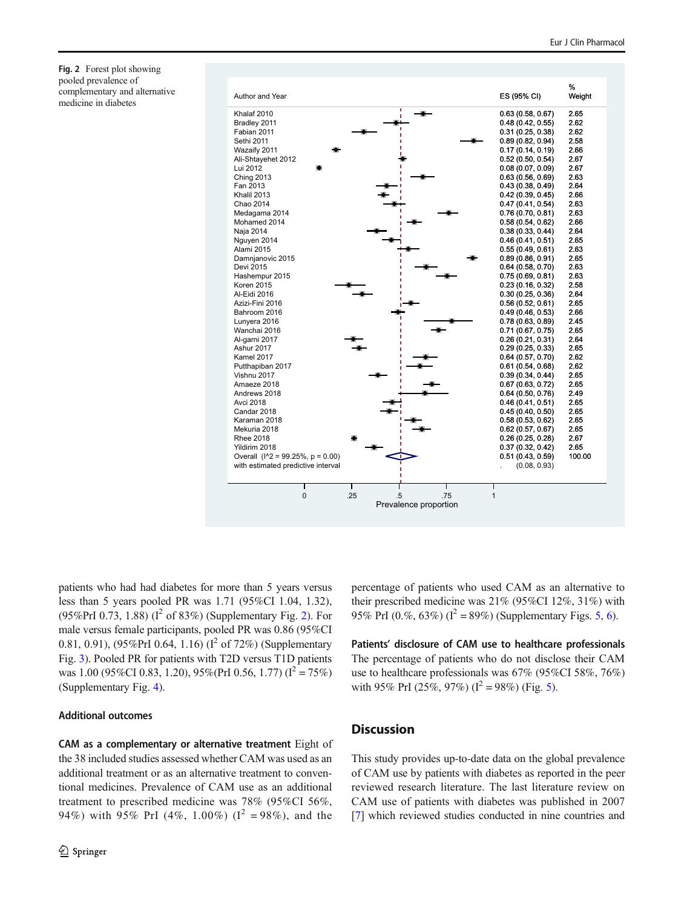**Fig. 2** Forest plot showing pooled prevalence of complementary and alternative medicine in diabetes

| Author and Year | ES (95% CI) | % Weight |
|---|---|---|
| Khalaf 2010 | 0.63 (0.58, 0.67) | 2.65 |
| Bradley 2011 | 0.48 (0.42, 0.55) | 2.62 |
| Fabian 2011 | 0.31 (0.25, 0.38) | 2.62 |
| Sethi 2011 | 0.89 (0.82, 0.94) | 2.58 |
| Wazaify 2011 | 0.17 (0.14, 0.19) | 2.66 |
| Ali-Shtayehet 2012 | 0.52 (0.50, 0.54) | 2.67 |
| Lui 2012 | 0.08 (0.07, 0.09) | 2.67 |
| Ching 2013 | 0.63 (0.56, 0.69) | 2.63 |
| Fan 2013 | 0.43 (0.38, 0.49) | 2.64 |
| Khalil 2013 | 0.42 (0.39, 0.45) | 2.66 |
| Chao 2014 | 0.47 (0.41, 0.54) | 2.63 |
| Medagama 2014 | 0.76 (0.70, 0.81) | 2.63 |
| Mohamed 2014 | 0.58 (0.54, 0.62) | 2.66 |
| Naja 2014 | 0.38 (0.33, 0.44) | 2.64 |
| Nguyen 2014 | 0.46 (0.41, 0.51) | 2.65 |
| Alami 2015 | 0.55 (0.49, 0.61) | 2.63 |
| Damnjanovic 2015 | 0.89 (0.86, 0.91) | 2.65 |
| Devi 2015 | 0.64 (0.58, 0.70) | 2.63 |
| Hashempur 2015 | 0.75 (0.69, 0.81) | 2.63 |
| Koren 2015 | 0.23 (0.16, 0.32) | 2.58 |
| Al-Eidi 2016 | 0.30 (0.25, 0.36) | 2.64 |
| Azizi-Fini 2016 | 0.56 (0.52, 0.61) | 2.65 |
| Bahroom 2016 | 0.49 (0.46, 0.53) | 2.66 |
| Lunyera 2016 | 0.78 (0.63, 0.89) | 2.45 |
| Wanchai 2016 | 0.71 (0.67, 0.75) | 2.65 |
| Al-garni 2017 | 0.26 (0.21, 0.31) | 2.64 |
| Ashur 2017 | 0.29 (0.25, 0.33) | 2.65 |
| Kamel 2017 | 0.64 (0.57, 0.70) | 2.62 |
| Putthapiban 2017 | 0.61 (0.54, 0.68) | 2.62 |
| Vishnu 2017 | 0.39 (0.34, 0.44) | 2.65 |
| Amaeze 2018 | 0.67 (0.63, 0.72) | 2.65 |
| Andrews 2018 | 0.64 (0.50, 0.76) | 2.49 |
| Avci 2018 | 0.46 (0.41, 0.51) | 2.65 |
| Candar 2018 | 0.45 (0.40, 0.50) | 2.65 |
| Karaman 2018 | 0.58 (0.53, 0.62) | 2.65 |
| Mekuria 2018 | 0.62 (0.57, 0.67) | 2.65 |
| Rhee 2018 | 0.26 (0.25, 0.28) | 2.67 |
| Yildirim 2018 | 0.37 (0.32, 0.42) | 2.65 |
| Overall (I^2 = 99.25%, p = 0.00) | 0.51 (0.43, 0.59) | 100.00 |
| with estimated predictive interval | . (0.08, 0.93) | |

Prevalence proportion

patients who had had diabetes for more than 5 years versus less than 5 years pooled PR was 1.71 (95%CI 1.04, 1.32), (95%PrI 0.73, 1.88) ($I^2$ of 83%) (Supplementary Fig. 2). For male versus female participants, pooled PR was 0.86 (95%CI 0.81, 0.91), (95%PrI 0.64, 1.16) ($I^2$ of 72%) (Supplementary Fig. 3). Pooled PR for patients with T2D versus T1D patients was 1.00 (95%CI 0.83, 1.20), 95%(PrI 0.56, 1.77) ($I^2 = 75\%$) (Supplementary Fig. 4).

### Additional outcomes

**CAM as a complementary or alternative treatment** Eight of the 38 included studies assessed whether CAM was used as an additional treatment or as an alternative treatment to conventional medicines. Prevalence of CAM use as an additional treatment to prescribed medicine was 78% (95%CI 56%, 94%) with 95% PrI (4%, 1.00%) ($I^2 = 98\%$), and the percentage of patients who used CAM as an alternative to their prescribed medicine was 21% (95%CI 12%, 31%) with 95% PrI (0.%, 63%) ($I^2 = 89\%$) (Supplementary Figs. 5, 6).

**Patients' disclosure of CAM use to healthcare professionals** The percentage of patients who do not disclose their CAM use to healthcare professionals was 67% (95%CI 58%, 76%) with 95% PrI (25%, 97%) ($I^2 = 98\%$) (Fig. 5).

## Discussion

This study provides up-to-date data on the global prevalence of CAM use by patients with diabetes as reported in the peer reviewed research literature. The last literature review on CAM use of patients with diabetes was published in 2007 [7] which reviewed studies conducted in nine countries and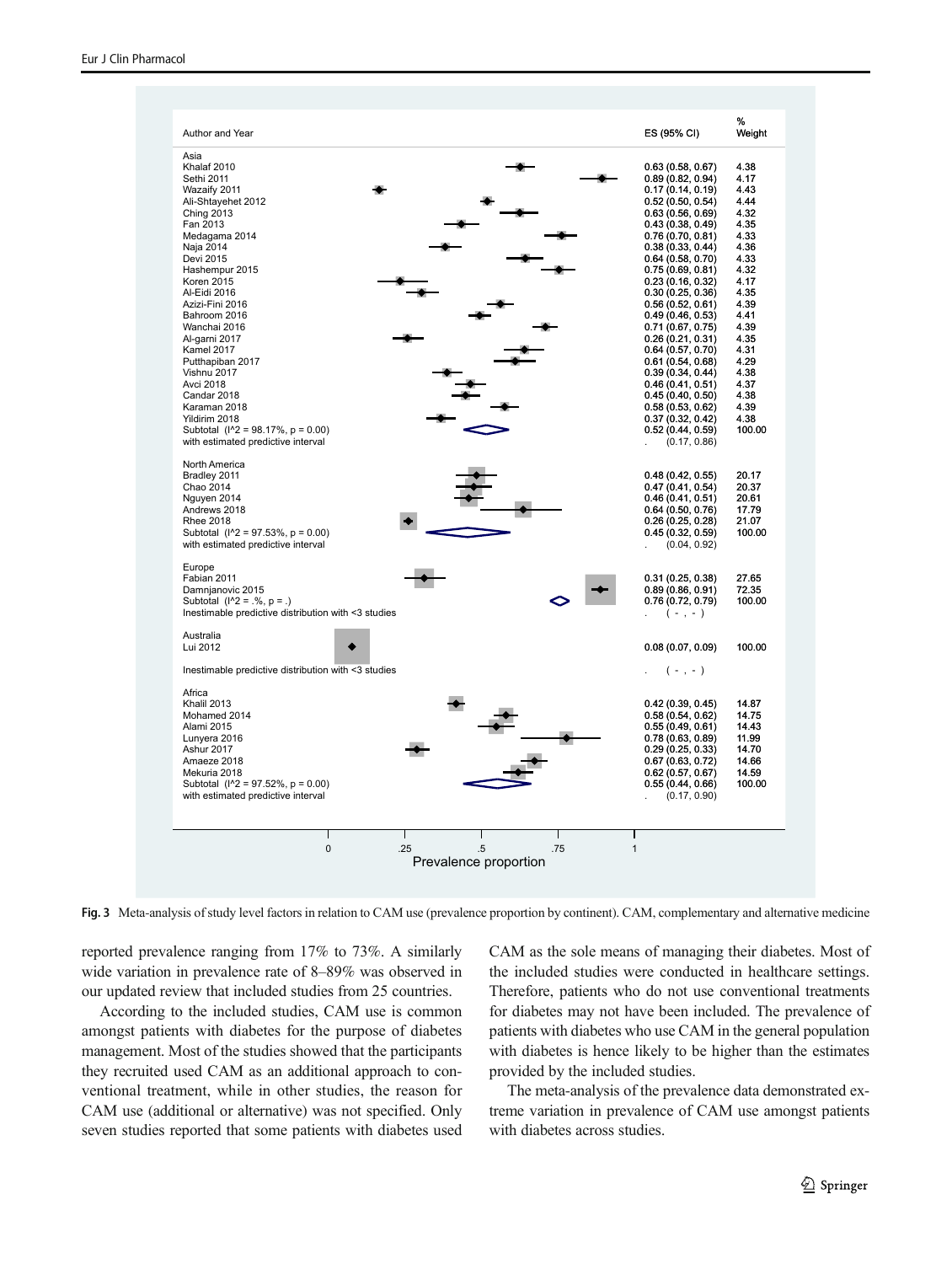| Author and Year | ES (95% CI) | % Weight |
|---|---|---|
| **Asia** | | |
| Khalaf 2010 | 0.63 (0.58, 0.67) | 4.38 |
| Sethi 2011 | 0.89 (0.82, 0.94) | 4.17 |
| Wazaify 2011 | 0.17 (0.14, 0.19) | 4.43 |
| Ali-Shtayehet 2012 | 0.52 (0.50, 0.54) | 4.44 |
| Ching 2013 | 0.63 (0.56, 0.69) | 4.32 |
| Fan 2013 | 0.43 (0.38, 0.49) | 4.35 |
| Medagama 2014 | 0.76 (0.70, 0.81) | 4.33 |
| Naja 2014 | 0.38 (0.33, 0.44) | 4.36 |
| Devi 2015 | 0.64 (0.58, 0.70) | 4.33 |
| Hashempur 2015 | 0.75 (0.69, 0.81) | 4.32 |
| Koren 2015 | 0.23 (0.16, 0.32) | 4.17 |
| Al-Eidi 2016 | 0.30 (0.25, 0.36) | 4.35 |
| Azizi-Fini 2016 | 0.56 (0.52, 0.61) | 4.39 |
| Bahroom 2016 | 0.49 (0.46, 0.53) | 4.41 |
| Wanchai 2016 | 0.71 (0.67, 0.75) | 4.39 |
| Al-garni 2017 | 0.26 (0.21, 0.31) | 4.35 |
| Kamel 2017 | 0.64 (0.57, 0.70) | 4.31 |
| Putthapiban 2017 | 0.61 (0.54, 0.68) | 4.29 |
| Vishnu 2017 | 0.39 (0.34, 0.44) | 4.38 |
| Avci 2018 | 0.46 (0.41, 0.51) | 4.37 |
| Candar 2018 | 0.45 (0.40, 0.50) | 4.38 |
| Karaman 2018 | 0.58 (0.53, 0.62) | 4.39 |
| Yildirim 2018 | 0.37 (0.32, 0.42) | 4.38 |
| Subtotal ($I^2$ = 98.17%, p = 0.00) | 0.52 (0.44, 0.59) | 100.00 |
| with estimated predictive interval | . (0.17, 0.86) | |
| **North America** | | |
| Bradley 2011 | 0.48 (0.42, 0.55) | 20.17 |
| Chao 2014 | 0.47 (0.41, 0.54) | 20.37 |
| Nguyen 2014 | 0.46 (0.41, 0.51) | 20.61 |
| Andrews 2018 | 0.64 (0.50, 0.76) | 17.79 |
| Rhee 2018 | 0.26 (0.25, 0.28) | 21.07 |
| Subtotal ($I^2$ = 97.53%, p = 0.00) | 0.45 (0.32, 0.59) | 100.00 |
| with estimated predictive interval | . (0.04, 0.92) | |
| **Europe** | | |
| Fabian 2011 | 0.31 (0.25, 0.38) | 27.65 |
| Damnjanovic 2015 | 0.89 (0.86, 0.91) | 72.35 |
| Subtotal ($I^2$ = .%, p = .) | 0.76 (0.72, 0.79) | 100.00 |
| Inestimable predictive distribution with <3 studies | . ( - , - ) | |
| **Australia** | | |
| Lui 2012 | 0.08 (0.07, 0.09) | 100.00 |
| Inestimable predictive distribution with <3 studies | . ( - , - ) | |
| **Africa** | | |
| Khalil 2013 | 0.42 (0.39, 0.45) | 14.87 |
| Mohamed 2014 | 0.58 (0.54, 0.62) | 14.75 |
| Alami 2015 | 0.55 (0.49, 0.61) | 14.43 |
| Lunyera 2016 | 0.78 (0.63, 0.89) | 11.99 |
| Ashur 2017 | 0.29 (0.25, 0.33) | 14.70 |
| Amaeze 2018 | 0.67 (0.63, 0.72) | 14.66 |
| Mekuria 2018 | 0.62 (0.57, 0.67) | 14.59 |
| Subtotal ($I^2$ = 97.52%, p = 0.00) | 0.55 (0.44, 0.66) | 100.00 |
| with estimated predictive interval | . (0.17, 0.90) | |

Prevalence proportion

**Fig. 3** Meta-analysis of study level factors in relation to CAM use (prevalence proportion by continent). CAM, complementary and alternative medicine

reported prevalence ranging from 17% to 73%. A similarly wide variation in prevalence rate of 8–89% was observed in our updated review that included studies from 25 countries.

According to the included studies, CAM use is common amongst patients with diabetes for the purpose of diabetes management. Most of the studies showed that the participants they recruited used CAM as an additional approach to conventional treatment, while in other studies, the reason for CAM use (additional or alternative) was not specified. Only seven studies reported that some patients with diabetes used CAM as the sole means of managing their diabetes. Most of the included studies were conducted in healthcare settings. Therefore, patients who do not use conventional treatments for diabetes may not have been included. The prevalence of patients with diabetes who use CAM in the general population with diabetes is hence likely to be higher than the estimates provided by the included studies.

The meta-analysis of the prevalence data demonstrated extreme variation in prevalence of CAM use amongst patients with diabetes across studies.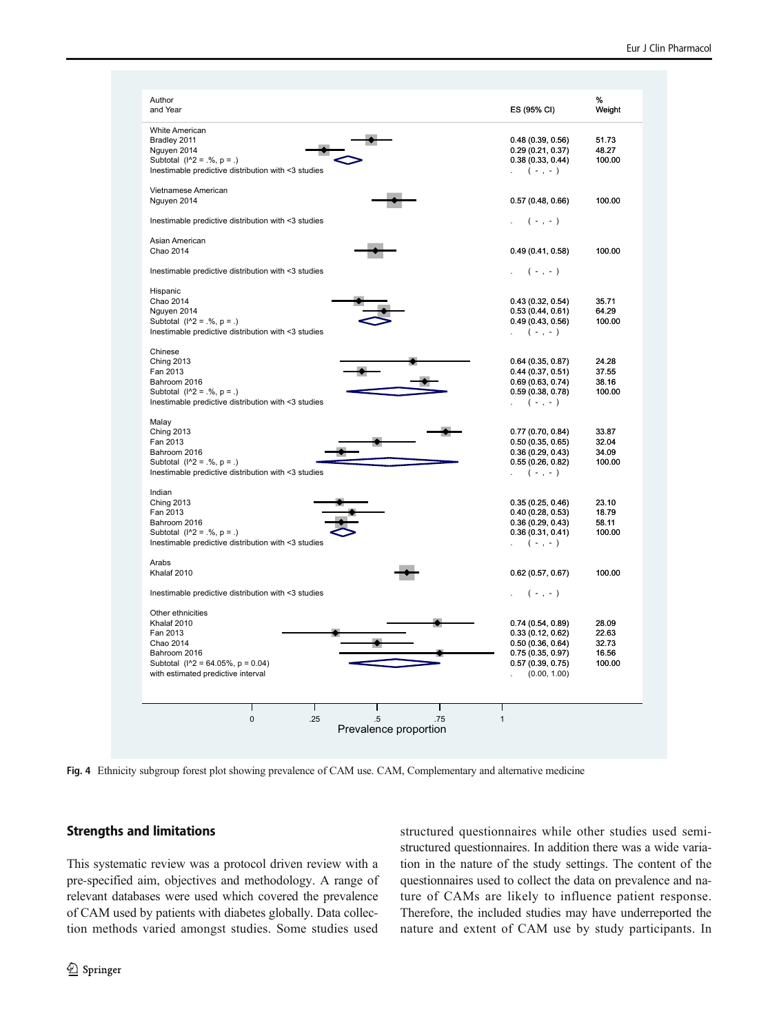| Author and Year | ES (95% CI) | % Weight |
|---|---|---|
| **White American** | | |
| Bradley 2011 | 0.48 (0.39, 0.56) | 51.73 |
| Nguyen 2014 | 0.29 (0.21, 0.37) | 48.27 |
| Subtotal (I^2 = .%, p = .) | 0.38 (0.33, 0.44) | 100.00 |
| Inestimable predictive distribution with <3 studies | . ( - , - ) | |
| **Vietnamese American** | | |
| Nguyen 2014 | 0.57 (0.48, 0.66) | 100.00 |
| Inestimable predictive distribution with <3 studies | . ( - , - ) | |
| **Asian American** | | |
| Chao 2014 | 0.49 (0.41, 0.58) | 100.00 |
| Inestimable predictive distribution with <3 studies | . ( - , - ) | |
| **Hispanic** | | |
| Chao 2014 | 0.43 (0.32, 0.54) | 35.71 |
| Nguyen 2014 | 0.53 (0.44, 0.61) | 64.29 |
| Subtotal (I^2 = .%, p = .) | 0.49 (0.43, 0.56) | 100.00 |
| Inestimable predictive distribution with <3 studies | . ( - , - ) | |
| **Chinese** | | |
| Ching 2013 | 0.64 (0.35, 0.87) | 24.28 |
| Fan 2013 | 0.44 (0.37, 0.51) | 37.55 |
| Bahroom 2016 | 0.69 (0.63, 0.74) | 38.16 |
| Subtotal (I^2 = .%, p = .) | 0.59 (0.38, 0.78) | 100.00 |
| Inestimable predictive distribution with <3 studies | . ( - , - ) | |
| **Malay** | | |
| Ching 2013 | 0.77 (0.70, 0.84) | 33.87 |
| Fan 2013 | 0.50 (0.35, 0.65) | 32.04 |
| Bahroom 2016 | 0.36 (0.29, 0.43) | 34.09 |
| Subtotal (I^2 = .%, p = .) | 0.55 (0.26, 0.82) | 100.00 |
| Inestimable predictive distribution with <3 studies | . ( - , - ) | |
| **Indian** | | |
| Ching 2013 | 0.35 (0.25, 0.46) | 23.10 |
| Fan 2013 | 0.40 (0.28, 0.53) | 18.79 |
| Bahroom 2016 | 0.36 (0.29, 0.43) | 58.11 |
| Subtotal (I^2 = .%, p = .) | 0.36 (0.31, 0.41) | 100.00 |
| Inestimable predictive distribution with <3 studies | . ( - , - ) | |
| **Arabs** | | |
| Khalaf 2010 | 0.62 (0.57, 0.67) | 100.00 |
| Inestimable predictive distribution with <3 studies | . ( - , - ) | |
| **Other ethnicities** | | |
| Khalaf 2010 | 0.74 (0.54, 0.89) | 28.09 |
| Fan 2013 | 0.33 (0.12, 0.62) | 22.63 |
| Chao 2014 | 0.50 (0.36, 0.64) | 32.73 |
| Bahroom 2016 | 0.75 (0.35, 0.97) | 16.56 |
| Subtotal (I^2 = 64.05%, p = 0.04) | 0.57 (0.39, 0.75) | 100.00 |
| with estimated predictive interval | . (0.00, 1.00) | |

Prevalence proportion (axis: 0, .25, .5, .75, 1)

**Fig. 4** Ethnicity subgroup forest plot showing prevalence of CAM use. CAM, Complementary and alternative medicine

### Strengths and limitations

This systematic review was a protocol driven review with a pre-specified aim, objectives and methodology. A range of relevant databases were used which covered the prevalence of CAM used by patients with diabetes globally. Data collection methods varied amongst studies. Some studies used structured questionnaires while other studies used semi-structured questionnaires. In addition there was a wide variation in the nature of the study settings. The content of the questionnaires used to collect the data on prevalence and nature of CAMs are likely to influence patient response. Therefore, the included studies may have underreported the nature and extent of CAM use by study participants. In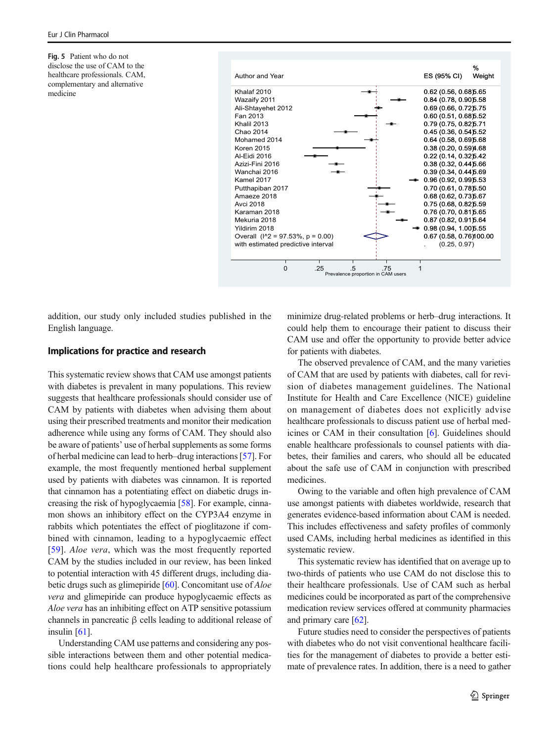Fig. 5 Patient who do not disclose the use of CAM to the healthcare professionals. CAM, complementary and alternative medicine

| Author and Year | ES (95% CI) | % Weight |
|---|---|---|
| Khalaf 2010 | 0.62 (0.56, 0.68) | 5.65 |
| Wazaify 2011 | 0.84 (0.78, 0.90) | 5.58 |
| Ali-Shtayehet 2012 | 0.69 (0.66, 0.72) | 5.75 |
| Fan 2013 | 0.60 (0.51, 0.68) | 5.52 |
| Khalil 2013 | 0.79 (0.75, 0.82) | 5.71 |
| Chao 2014 | 0.45 (0.36, 0.54) | 5.52 |
| Mohamed 2014 | 0.64 (0.58, 0.69) | 5.68 |
| Koren 2015 | 0.38 (0.20, 0.59) | 4.68 |
| Al-Eidi 2016 | 0.22 (0.14, 0.32) | 5.42 |
| Azizi-Fini 2016 | 0.38 (0.32, 0.44) | 5.66 |
| Wanchai 2016 | 0.39 (0.34, 0.44) | 5.69 |
| Kamel 2017 | 0.96 (0.92, 0.99) | 5.53 |
| Putthapiban 2017 | 0.70 (0.61, 0.78) | 5.50 |
| Amaeze 2018 | 0.68 (0.62, 0.73) | 5.67 |
| Avci 2018 | 0.75 (0.68, 0.82) | 5.59 |
| Karaman 2018 | 0.76 (0.70, 0.81) | 5.65 |
| Mekuria 2018 | 0.87 (0.82, 0.91) | 5.64 |
| Yildirim 2018 | 0.98 (0.94, 1.00) | 5.55 |
| Overall ($I^2$ = 97.53%, p = 0.00) | 0.67 (0.58, 0.76) | 100.00 |
| with estimated predictive interval | . (0.25, 0.97) | |

Prevalence proportion in CAM users

addition, our study only included studies published in the English language.

## Implications for practice and research

This systematic review shows that CAM use amongst patients with diabetes is prevalent in many populations. This review suggests that healthcare professionals should consider use of CAM by patients with diabetes when advising them about using their prescribed treatments and monitor their medication adherence while using any forms of CAM. They should also be aware of patients' use of herbal supplements as some forms of herbal medicine can lead to herb–drug interactions [57]. For example, the most frequently mentioned herbal supplement used by patients with diabetes was cinnamon. It is reported that cinnamon has a potentiating effect on diabetic drugs increasing the risk of hypoglycaemia [58]. For example, cinnamon shows an inhibitory effect on the CYP3A4 enzyme in rabbits which potentiates the effect of pioglitazone if combined with cinnamon, leading to a hypoglycaemic effect [59]. *Aloe vera*, which was the most frequently reported CAM by the studies included in our review, has been linked to potential interaction with 45 different drugs, including diabetic drugs such as glimepiride [60]. Concomitant use of *Aloe vera* and glimepiride can produce hypoglycaemic effects as *Aloe vera* has an inhibiting effect on ATP sensitive potassium channels in pancreatic β cells leading to additional release of insulin [61].

Understanding CAM use patterns and considering any possible interactions between them and other potential medications could help healthcare professionals to appropriately minimize drug-related problems or herb–drug interactions. It could help them to encourage their patient to discuss their CAM use and offer the opportunity to provide better advice for patients with diabetes.

The observed prevalence of CAM, and the many varieties of CAM that are used by patients with diabetes, call for revision of diabetes management guidelines. The National Institute for Health and Care Excellence (NICE) guideline on management of diabetes does not explicitly advise healthcare professionals to discuss patient use of herbal medicines or CAM in their consultation [6]. Guidelines should enable healthcare professionals to counsel patients with diabetes, their families and carers, who should all be educated about the safe use of CAM in conjunction with prescribed medicines.

Owing to the variable and often high prevalence of CAM use amongst patients with diabetes worldwide, research that generates evidence-based information about CAM is needed. This includes effectiveness and safety profiles of commonly used CAMs, including herbal medicines as identified in this systematic review.

This systematic review has identified that on average up to two-thirds of patients who use CAM do not disclose this to their healthcare professionals. Use of CAM such as herbal medicines could be incorporated as part of the comprehensive medication review services offered at community pharmacies and primary care [62].

Future studies need to consider the perspectives of patients with diabetes who do not visit conventional healthcare facilities for the management of diabetes to provide a better estimate of prevalence rates. In addition, there is a need to gather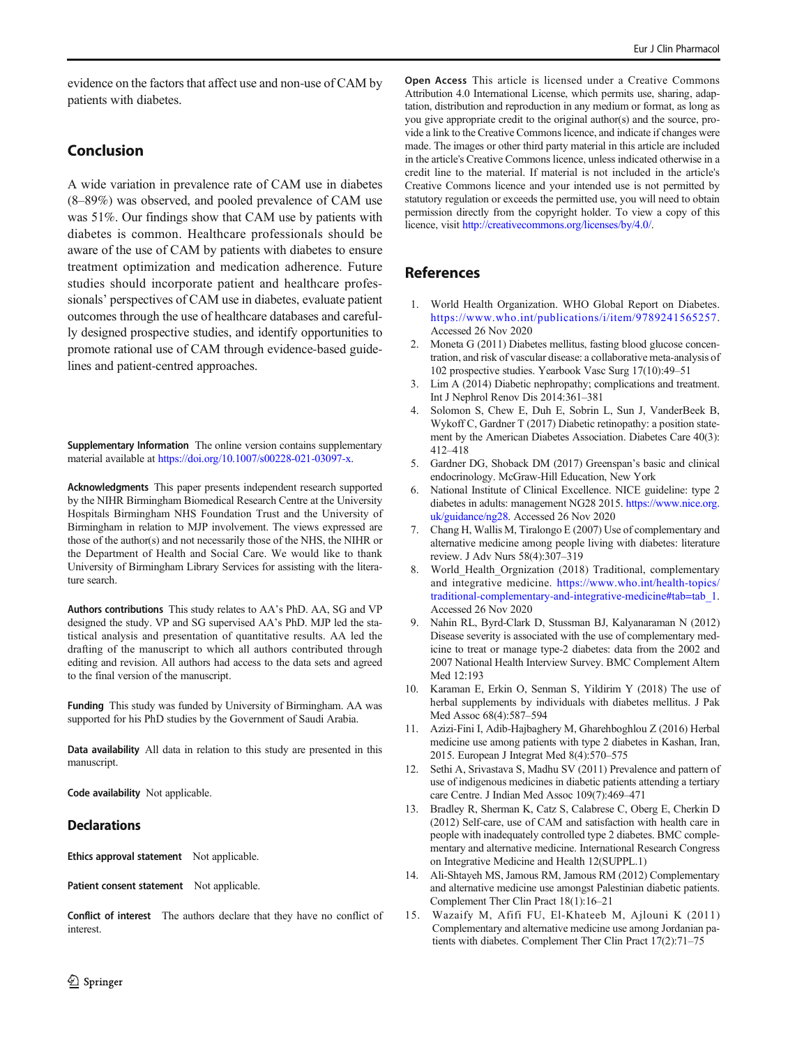evidence on the factors that affect use and non-use of CAM by patients with diabetes.

## Conclusion

A wide variation in prevalence rate of CAM use in diabetes (8–89%) was observed, and pooled prevalence of CAM use was 51%. Our findings show that CAM use by patients with diabetes is common. Healthcare professionals should be aware of the use of CAM by patients with diabetes to ensure treatment optimization and medication adherence. Future studies should incorporate patient and healthcare professionals' perspectives of CAM use in diabetes, evaluate patient outcomes through the use of healthcare databases and carefully designed prospective studies, and identify opportunities to promote rational use of CAM through evidence-based guidelines and patient-centred approaches.

**Supplementary Information** The online version contains supplementary material available at https://doi.org/10.1007/s00228-021-03097-x.

**Acknowledgments** This paper presents independent research supported by the NIHR Birmingham Biomedical Research Centre at the University Hospitals Birmingham NHS Foundation Trust and the University of Birmingham in relation to MJP involvement. The views expressed are those of the author(s) and not necessarily those of the NHS, the NIHR or the Department of Health and Social Care. We would like to thank University of Birmingham Library Services for assisting with the literature search.

**Authors contributions** This study relates to AA's PhD. AA, SG and VP designed the study. VP and SG supervised AA's PhD. MJP led the statistical analysis and presentation of quantitative results. AA led the drafting of the manuscript to which all authors contributed through editing and revision. All authors had access to the data sets and agreed to the final version of the manuscript.

**Funding** This study was funded by University of Birmingham. AA was supported for his PhD studies by the Government of Saudi Arabia.

**Data availability** All data in relation to this study are presented in this manuscript.

**Code availability** Not applicable.

## Declarations

**Ethics approval statement** Not applicable.

**Patient consent statement** Not applicable.

**Conflict of interest** The authors declare that they have no conflict of interest.

**Open Access** This article is licensed under a Creative Commons Attribution 4.0 International License, which permits use, sharing, adaptation, distribution and reproduction in any medium or format, as long as you give appropriate credit to the original author(s) and the source, provide a link to the Creative Commons licence, and indicate if changes were made. The images or other third party material in this article are included in the article's Creative Commons licence, unless indicated otherwise in a credit line to the material. If material is not included in the article's Creative Commons licence and your intended use is not permitted by statutory regulation or exceeds the permitted use, you will need to obtain permission directly from the copyright holder. To view a copy of this licence, visit http://creativecommons.org/licenses/by/4.0/.

## References

1. World Health Organization. WHO Global Report on Diabetes. https://www.who.int/publications/i/item/9789241565257. Accessed 26 Nov 2020
2. Moneta G (2011) Diabetes mellitus, fasting blood glucose concentration, and risk of vascular disease: a collaborative meta-analysis of 102 prospective studies. Yearbook Vasc Surg 17(10):49–51
3. Lim A (2014) Diabetic nephropathy; complications and treatment. Int J Nephrol Renov Dis 2014:361–381
4. Solomon S, Chew E, Duh E, Sobrin L, Sun J, VanderBeek B, Wykoff C, Gardner T (2017) Diabetic retinopathy: a position statement by the American Diabetes Association. Diabetes Care 40(3): 412–418
5. Gardner DG, Shoback DM (2017) Greenspan's basic and clinical endocrinology. McGraw-Hill Education, New York
6. National Institute of Clinical Excellence. NICE guideline: type 2 diabetes in adults: management NG28 2015. https://www.nice.org.uk/guidance/ng28. Accessed 26 Nov 2020
7. Chang H, Wallis M, Tiralongo E (2007) Use of complementary and alternative medicine among people living with diabetes: literature review. J Adv Nurs 58(4):307–319
8. World_Health_Orgnization (2018) Traditional, complementary and integrative medicine. https://www.who.int/health-topics/traditional-complementary-and-integrative-medicine#tab=tab_1. Accessed 26 Nov 2020
9. Nahin RL, Byrd-Clark D, Stussman BJ, Kalyanaraman N (2012) Disease severity is associated with the use of complementary medicine to treat or manage type-2 diabetes: data from the 2002 and 2007 National Health Interview Survey. BMC Complement Altern Med 12:193
10. Karaman E, Erkin O, Senman S, Yildirim Y (2018) The use of herbal supplements by individuals with diabetes mellitus. J Pak Med Assoc 68(4):587–594
11. Azizi-Fini I, Adib-Hajbaghery M, Gharehboghlou Z (2016) Herbal medicine use among patients with type 2 diabetes in Kashan, Iran, 2015. European J Integrat Med 8(4):570–575
12. Sethi A, Srivastava S, Madhu SV (2011) Prevalence and pattern of use of indigenous medicines in diabetic patients attending a tertiary care Centre. J Indian Med Assoc 109(7):469–471
13. Bradley R, Sherman K, Catz S, Calabrese C, Oberg E, Cherkin D (2012) Self-care, use of CAM and satisfaction with health care in people with inadequately controlled type 2 diabetes. BMC complementary and alternative medicine. International Research Congress on Integrative Medicine and Health 12(SUPPL.1)
14. Ali-Shtayeh MS, Jamous RM, Jamous RM (2012) Complementary and alternative medicine use amongst Palestinian diabetic patients. Complement Ther Clin Pract 18(1):16–21
15. Wazaify M, Afifi FU, El-Khateeb M, Ajlouni K (2011) Complementary and alternative medicine use among Jordanian patients with diabetes. Complement Ther Clin Pract 17(2):71–75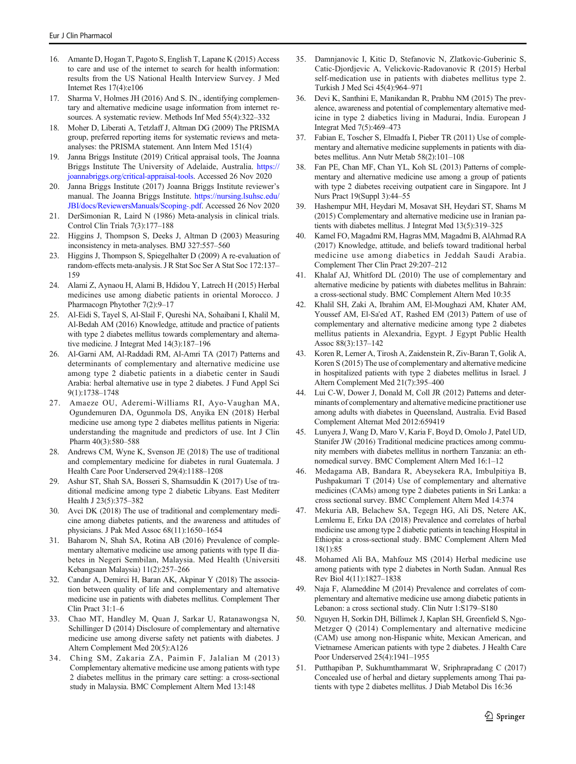16. Amante D, Hogan T, Pagoto S, English T, Lapane K (2015) Access to care and use of the internet to search for health information: results from the US National Health Interview Survey. J Med Internet Res 17(4):e106
17. Sharma V, Holmes JH (2016) And S. IN., identifying complementary and alternative medicine usage information from internet resources. A systematic review. Methods Inf Med 55(4):322–332
18. Moher D, Liberati A, Tetzlaff J, Altman DG (2009) The PRISMA group, preferred reporting items for systematic reviews and meta-analyses: the PRISMA statement. Ann Intern Med 151(4)
19. Janna Briggs Institute (2019) Critical appraisal tools, The Joanna Briggs Institute The University of Adelaide, Australia. https://joannabriggs.org/critical-appraisal-tools. Accessed 26 Nov 2020
20. Janna Briggs Institute (2017) Joanna Briggs Institute reviewer's manual. The Joanna Briggs Institute. https://nursing.lsuhsc.edu/JBI/docs/ReviewersManuals/Scoping-.pdf. Accessed 26 Nov 2020
21. DerSimonian R, Laird N (1986) Meta-analysis in clinical trials. Control Clin Trials 7(3):177–188
22. Higgins J, Thompson S, Deeks J, Altman D (2003) Measuring inconsistency in meta-analyses. BMJ 327:557–560
23. Higgins J, Thompson S, Spiegelhalter D (2009) A re-evaluation of random-effects meta-analysis. J R Stat Soc Ser A Stat Soc 172:137–159
24. Alami Z, Aynaou H, Alami B, Hdidou Y, Latrech H (2015) Herbal medicines use among diabetic patients in oriental Morocco. J Pharmacogn Phytother 7(2):9–17
25. Al-Eidi S, Tayel S, Al-Slail F, Qureshi NA, Sohaibani I, Khalil M, Al-Bedah AM (2016) Knowledge, attitude and practice of patients with type 2 diabetes mellitus towards complementary and alternative medicine. J Integrat Med 14(3):187–196
26. Al-Garni AM, Al-Raddadi RM, Al-Amri TA (2017) Patterns and determinants of complementary and alternative medicine use among type 2 diabetic patients in a diabetic center in Saudi Arabia: herbal alternative use in type 2 diabetes. J Fund Appl Sci 9(1):1738–1748
27. Amaeze OU, Aderemi-Williams RI, Ayo-Vaughan MA, Ogundemuren DA, Ogunmola DS, Anyika EN (2018) Herbal medicine use among type 2 diabetes mellitus patients in Nigeria: understanding the magnitude and predictors of use. Int J Clin Pharm 40(3):580–588
28. Andrews CM, Wyne K, Svenson JE (2018) The use of traditional and complementary medicine for diabetes in rural Guatemala. J Health Care Poor Underserved 29(4):1188–1208
29. Ashur ST, Shah SA, Bosseri S, Shamsuddin K (2017) Use of traditional medicine among type 2 diabetic Libyans. East Mediterr Health J 23(5):375–382
30. Avci DK (2018) The use of traditional and complementary medicine among diabetes patients, and the awareness and attitudes of physicians. J Pak Med Assoc 68(11):1650–1654
31. Baharom N, Shah SA, Rotina AB (2016) Prevalence of complementary alternative medicine use among patients with type II diabetes in Negeri Sembilan, Malaysia. Med Health (Universiti Kebangsaan Malaysia) 11(2):257–266
32. Candar A, Demirci H, Baran AK, Akpinar Y (2018) The association between quality of life and complementary and alternative medicine use in patients with diabetes mellitus. Complement Ther Clin Pract 31:1–6
33. Chao MT, Handley M, Quan J, Sarkar U, Ratanawongsa N, Schillinger D (2014) Disclosure of complementary and alternative medicine use among diverse safety net patients with diabetes. J Altern Complement Med 20(5):A126
34. Ching SM, Zakaria ZA, Paimin F, Jalalian M (2013) Complementary alternative medicine use among patients with type 2 diabetes mellitus in the primary care setting: a cross-sectional study in Malaysia. BMC Complement Altern Med 13:148
35. Damnjanovic I, Kitic D, Stefanovic N, Zlatkovic-Guberinic S, Catic-Djordjevic A, Velickovic-Radovanovic R (2015) Herbal self-medication use in patients with diabetes mellitus type 2. Turkish J Med Sci 45(4):964–971
36. Devi K, Santhini E, Manikandan R, Prabhu NM (2015) The prevalence, awareness and potential of complementary alternative medicine in type 2 diabetics living in Madurai, India. European J Integrat Med 7(5):469–473
37. Fabian E, Toscher S, Elmadfa I, Pieber TR (2011) Use of complementary and alternative medicine supplements in patients with diabetes mellitus. Ann Nutr Metab 58(2):101–108
38. Fan PE, Chan MF, Chan YL, Koh SL (2013) Patterns of complementary and alternative medicine use among a group of patients with type 2 diabetes receiving outpatient care in Singapore. Int J Nurs Pract 19(Suppl 3):44–55
39. Hashempur MH, Heydari M, Mosavat SH, Heydari ST, Shams M (2015) Complementary and alternative medicine use in Iranian patients with diabetes mellitus. J Integrat Med 13(5):319–325
40. Kamel FO, Magadmi RM, Hagras MM, Magadmi B, AlAhmad RA (2017) Knowledge, attitude, and beliefs toward traditional herbal medicine use among diabetics in Jeddah Saudi Arabia. Complement Ther Clin Pract 29:207–212
41. Khalaf AJ, Whitford DL (2010) The use of complementary and alternative medicine by patients with diabetes mellitus in Bahrain: a cross-sectional study. BMC Complement Altern Med 10:35
42. Khalil SH, Zaki A, Ibrahim AM, El-Moughazi AM, Khater AM, Youssef AM, El-Sa'ed AT, Rashed EM (2013) Pattern of use of complementary and alternative medicine among type 2 diabetes mellitus patients in Alexandria, Egypt. J Egypt Public Health Assoc 88(3):137–142
43. Koren R, Lerner A, Tirosh A, Zaidenstein R, Ziv-Baran T, Golik A, Koren S (2015) The use of complementary and alternative medicine in hospitalized patients with type 2 diabetes mellitus in Israel. J Altern Complement Med 21(7):395–400
44. Lui C-W, Dower J, Donald M, Coll JR (2012) Patterns and determinants of complementary and alternative medicine practitioner use among adults with diabetes in Queensland, Australia. Evid Based Complement Alternat Med 2012:659419
45. Lunyera J, Wang D, Maro V, Karia F, Boyd D, Omolo J, Patel UD, Stanifer JW (2016) Traditional medicine practices among community members with diabetes mellitus in northern Tanzania: an ethnomedical survey. BMC Complement Altern Med 16:1–12
46. Medagama AB, Bandara R, Abeysekera RA, Imbulpitiya B, Pushpakumari T (2014) Use of complementary and alternative medicines (CAMs) among type 2 diabetes patients in Sri Lanka: a cross sectional survey. BMC Complement Altern Med 14:374
47. Mekuria AB, Belachew SA, Tegegn HG, Ali DS, Netere AK, Lemlemu E, Erku DA (2018) Prevalence and correlates of herbal medicine use among type 2 diabetic patients in teaching Hospital in Ethiopia: a cross-sectional study. BMC Complement Altern Med 18(1):85
48. Mohamed Ali BA, Mahfouz MS (2014) Herbal medicine use among patients with type 2 diabetes in North Sudan. Annual Res Rev Biol 4(11):1827–1838
49. Naja F, Alameddine M (2014) Prevalence and correlates of complementary and alternative medicine use among diabetic patients in Lebanon: a cross sectional study. Clin Nutr 1:S179–S180
50. Nguyen H, Sorkin DH, Billimek J, Kaplan SH, Greenfield S, Ngo-Metzger Q (2014) Complementary and alternative medicine (CAM) use among non-Hispanic white, Mexican American, and Vietnamese American patients with type 2 diabetes. J Health Care Poor Underserved 25(4):1941–1955
51. Putthapiban P, Sukhumthammarat W, Sriphrapradang C (2017) Concealed use of herbal and dietary supplements among Thai patients with type 2 diabetes mellitus. J Diab Metabol Dis 16:36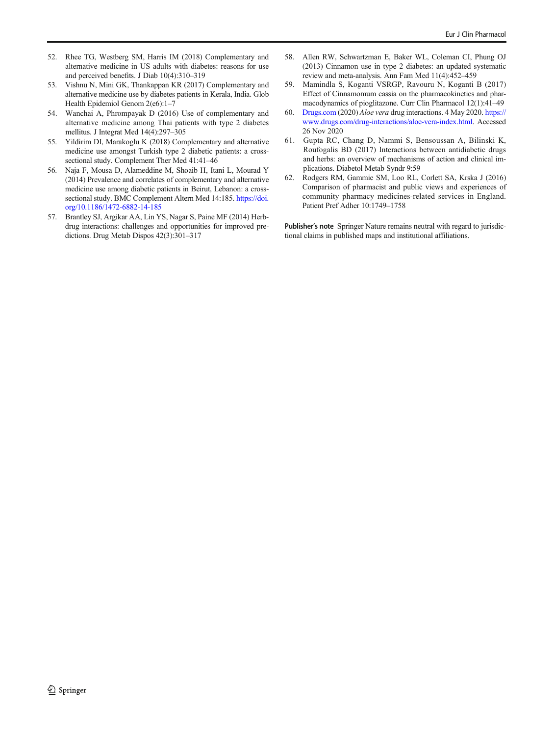52. Rhee TG, Westberg SM, Harris IM (2018) Complementary and alternative medicine in US adults with diabetes: reasons for use and perceived benefits. J Diab 10(4):310–319
53. Vishnu N, Mini GK, Thankappan KR (2017) Complementary and alternative medicine use by diabetes patients in Kerala, India. Glob Health Epidemiol Genom 2(e6):1–7
54. Wanchai A, Phrompayak D (2016) Use of complementary and alternative medicine among Thai patients with type 2 diabetes mellitus. J Integrat Med 14(4):297–305
55. Yildirim DI, Marakoglu K (2018) Complementary and alternative medicine use amongst Turkish type 2 diabetic patients: a cross-sectional study. Complement Ther Med 41:41–46
56. Naja F, Mousa D, Alameddine M, Shoaib H, Itani L, Mourad Y (2014) Prevalence and correlates of complementary and alternative medicine use among diabetic patients in Beirut, Lebanon: a cross-sectional study. BMC Complement Altern Med 14:185. https://doi.org/10.1186/1472-6882-14-185
57. Brantley SJ, Argikar AA, Lin YS, Nagar S, Paine MF (2014) Herb-drug interactions: challenges and opportunities for improved predictions. Drug Metab Dispos 42(3):301–317
58. Allen RW, Schwartzman E, Baker WL, Coleman CI, Phung OJ (2013) Cinnamon use in type 2 diabetes: an updated systematic review and meta-analysis. Ann Fam Med 11(4):452–459
59. Mamindla S, Koganti VSRGP, Ravouru N, Koganti B (2017) Effect of Cinnamomum cassia on the pharmacokinetics and pharmacodynamics of pioglitazone. Curr Clin Pharmacol 12(1):41–49
60. Drugs.com (2020) *Aloe vera* drug interactions. 4 May 2020. https://www.drugs.com/drug-interactions/aloe-vera-index.html. Accessed 26 Nov 2020
61. Gupta RC, Chang D, Nammi S, Bensoussan A, Bilinski K, Roufogalis BD (2017) Interactions between antidiabetic drugs and herbs: an overview of mechanisms of action and clinical implications. Diabetol Metab Syndr 9:59
62. Rodgers RM, Gammie SM, Loo RL, Corlett SA, Krska J (2016) Comparison of pharmacist and public views and experiences of community pharmacy medicines-related services in England. Patient Pref Adher 10:1749–1758

**Publisher's note** Springer Nature remains neutral with regard to jurisdictional claims in published maps and institutional affiliations.